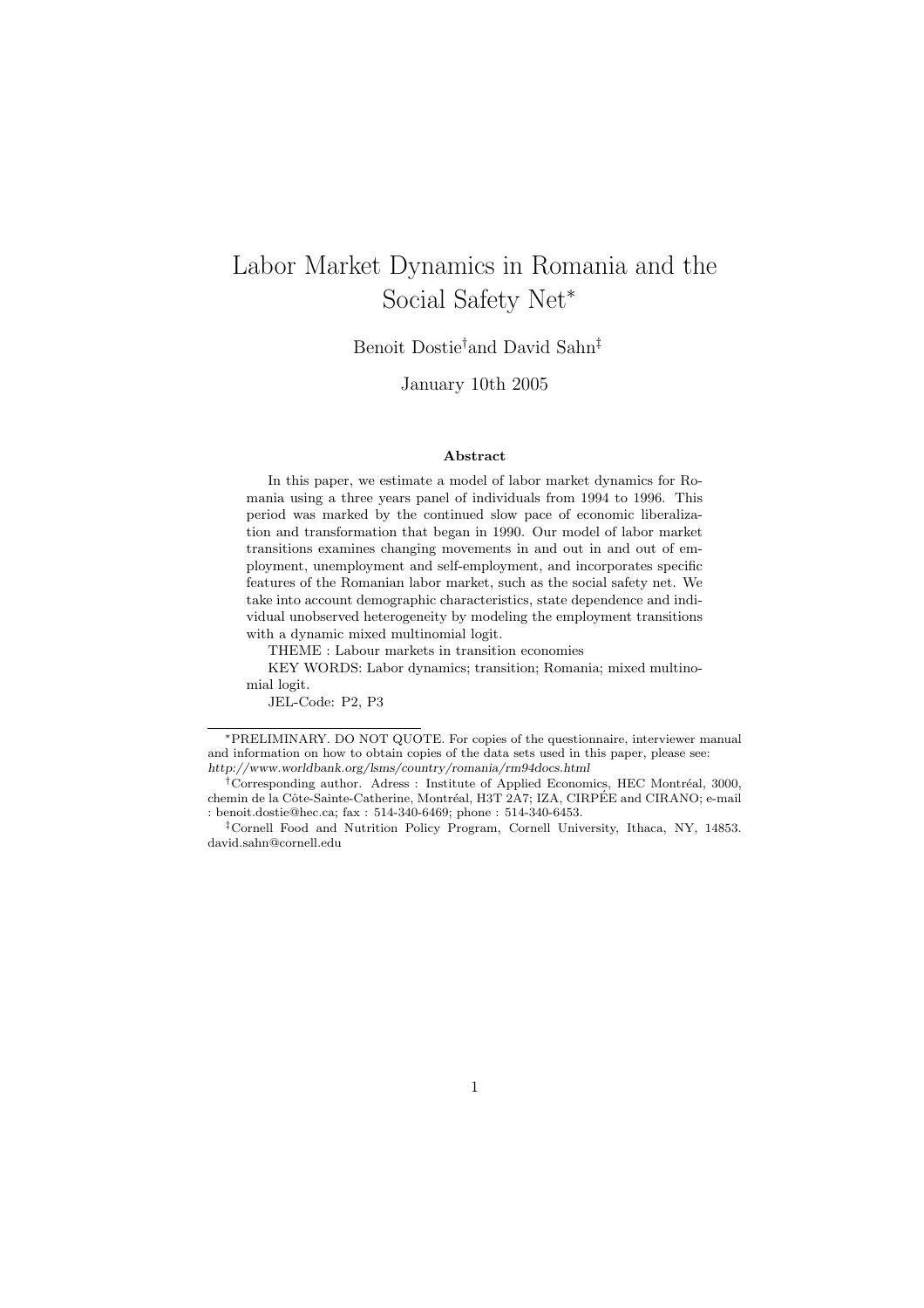# Labor Market Dynamics in Romania and the Social Safety Net*

Benoit Dostie[†] and David Sahn[‡]

January 10th 2005

### Abstract

In this paper, we estimate a model of labor market dynamics for Romania using a three years panel of individuals from 1994 to 1996. This period was marked by the continued slow pace of economic liberalization and transformation that began in 1990. Our model of labor market transitions examines changing movements in and out in and out of employment, unemployment and self-employment, and incorporates specific features of the Romanian labor market, such as the social safety net. We take into account demographic characteristics, state dependence and individual unobserved heterogeneity by modeling the employment transitions with a dynamic mixed multinomial logit.

THEME : Labour markets in transition economies

KEY WORDS: Labor dynamics; transition; Romania; mixed multinomial logit.

JEL-Code: P2, P3

---

*PRELIMINARY. DO NOT QUOTE. For copies of the questionnaire, interviewer manual and information on how to obtain copies of the data sets used in this paper, please see: *http://www.worldbank.org/lsms/country/romania/rm94docs.html*

†Corresponding author. Adress : Institute of Applied Economics, HEC Montréal, 3000, chemin de la Côte-Sainte-Catherine, Montréal, H3T 2A7; IZA, CIRPÉE and CIRANO; e-mail : benoit.dostie@hec.ca; fax : 514-340-6469; phone : 514-340-6453.

‡Cornell Food and Nutrition Policy Program, Cornell University, Ithaca, NY, 14853. david.sahn@cornell.edu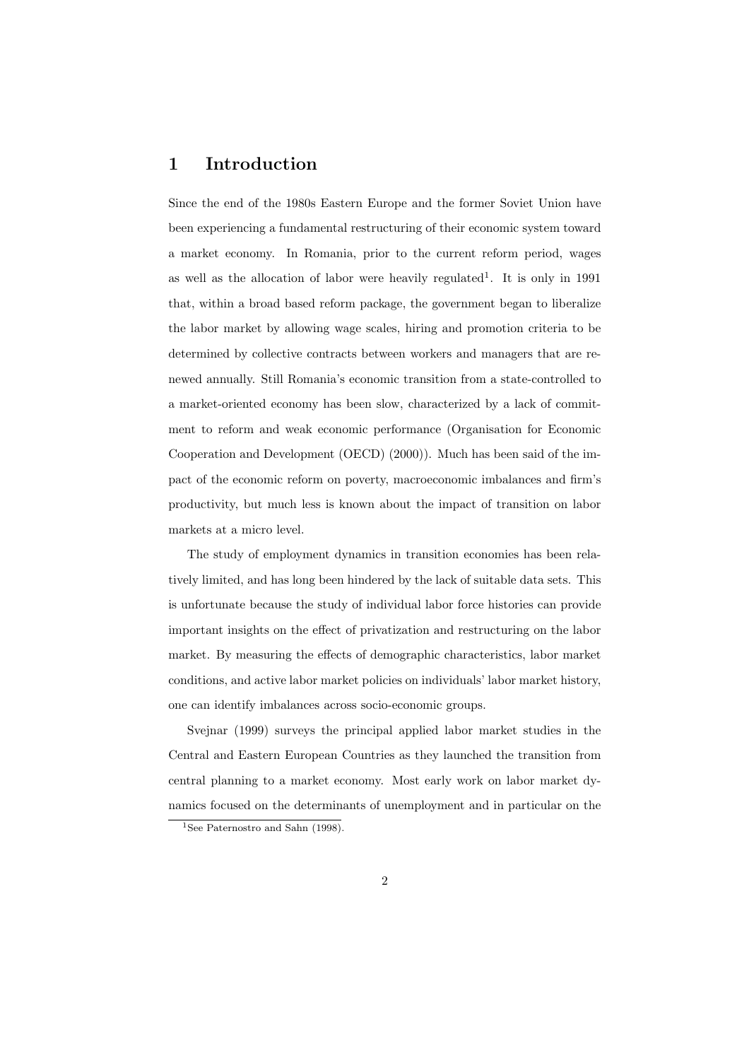# 1 Introduction

Since the end of the 1980s Eastern Europe and the former Soviet Union have been experiencing a fundamental restructuring of their economic system toward a market economy. In Romania, prior to the current reform period, wages as well as the allocation of labor were heavily regulated[1]. It is only in 1991 that, within a broad based reform package, the government began to liberalize the labor market by allowing wage scales, hiring and promotion criteria to be determined by collective contracts between workers and managers that are renewed annually. Still Romania's economic transition from a state-controlled to a market-oriented economy has been slow, characterized by a lack of commitment to reform and weak economic performance (Organisation for Economic Cooperation and Development (OECD) (2000)). Much has been said of the impact of the economic reform on poverty, macroeconomic imbalances and firm's productivity, but much less is known about the impact of transition on labor markets at a micro level.

The study of employment dynamics in transition economies has been relatively limited, and has long been hindered by the lack of suitable data sets. This is unfortunate because the study of individual labor force histories can provide important insights on the effect of privatization and restructuring on the labor market. By measuring the effects of demographic characteristics, labor market conditions, and active labor market policies on individuals' labor market history, one can identify imbalances across socio-economic groups.

Svejnar (1999) surveys the principal applied labor market studies in the Central and Eastern European Countries as they launched the transition from central planning to a market economy. Most early work on labor market dynamics focused on the determinants of unemployment and in particular on the

[1] See Paternostro and Sahn (1998).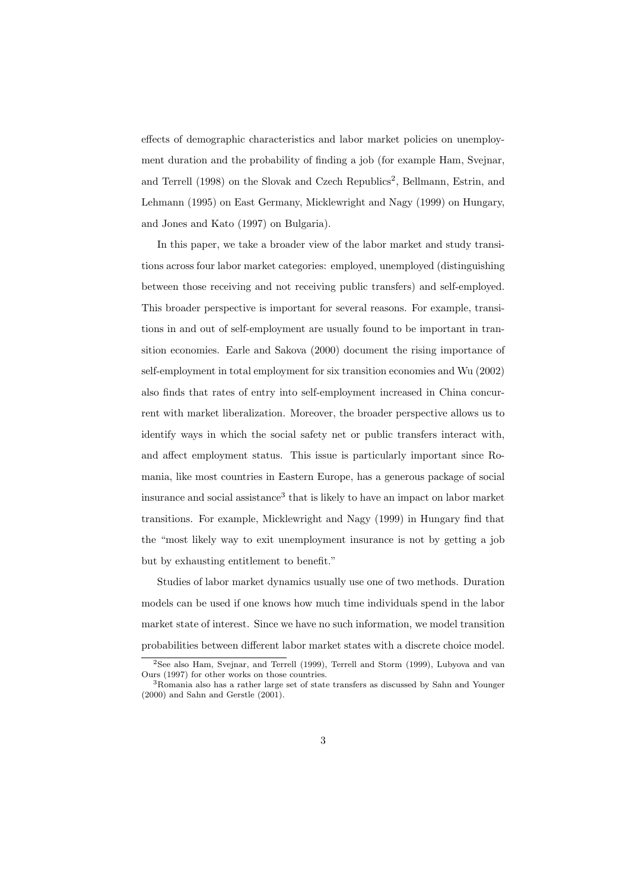effects of demographic characteristics and labor market policies on unemployment duration and the probability of finding a job (for example Ham, Svejnar, and Terrell (1998) on the Slovak and Czech Republics[2], Bellmann, Estrin, and Lehmann (1995) on East Germany, Micklewright and Nagy (1999) on Hungary, and Jones and Kato (1997) on Bulgaria).

In this paper, we take a broader view of the labor market and study transitions across four labor market categories: employed, unemployed (distinguishing between those receiving and not receiving public transfers) and self-employed. This broader perspective is important for several reasons. For example, transitions in and out of self-employment are usually found to be important in transition economies. Earle and Sakova (2000) document the rising importance of self-employment in total employment for six transition economies and Wu (2002) also finds that rates of entry into self-employment increased in China concurrent with market liberalization. Moreover, the broader perspective allows us to identify ways in which the social safety net or public transfers interact with, and affect employment status. This issue is particularly important since Romania, like most countries in Eastern Europe, has a generous package of social insurance and social assistance[3] that is likely to have an impact on labor market transitions. For example, Micklewright and Nagy (1999) in Hungary find that the "most likely way to exit unemployment insurance is not by getting a job but by exhausting entitlement to benefit."

Studies of labor market dynamics usually use one of two methods. Duration models can be used if one knows how much time individuals spend in the labor market state of interest. Since we have no such information, we model transition probabilities between different labor market states with a discrete choice model.

[2]See also Ham, Svejnar, and Terrell (1999), Terrell and Storm (1999), Lubyova and van Ours (1997) for other works on those countries.

[3]Romania also has a rather large set of state transfers as discussed by Sahn and Younger (2000) and Sahn and Gerstle (2001).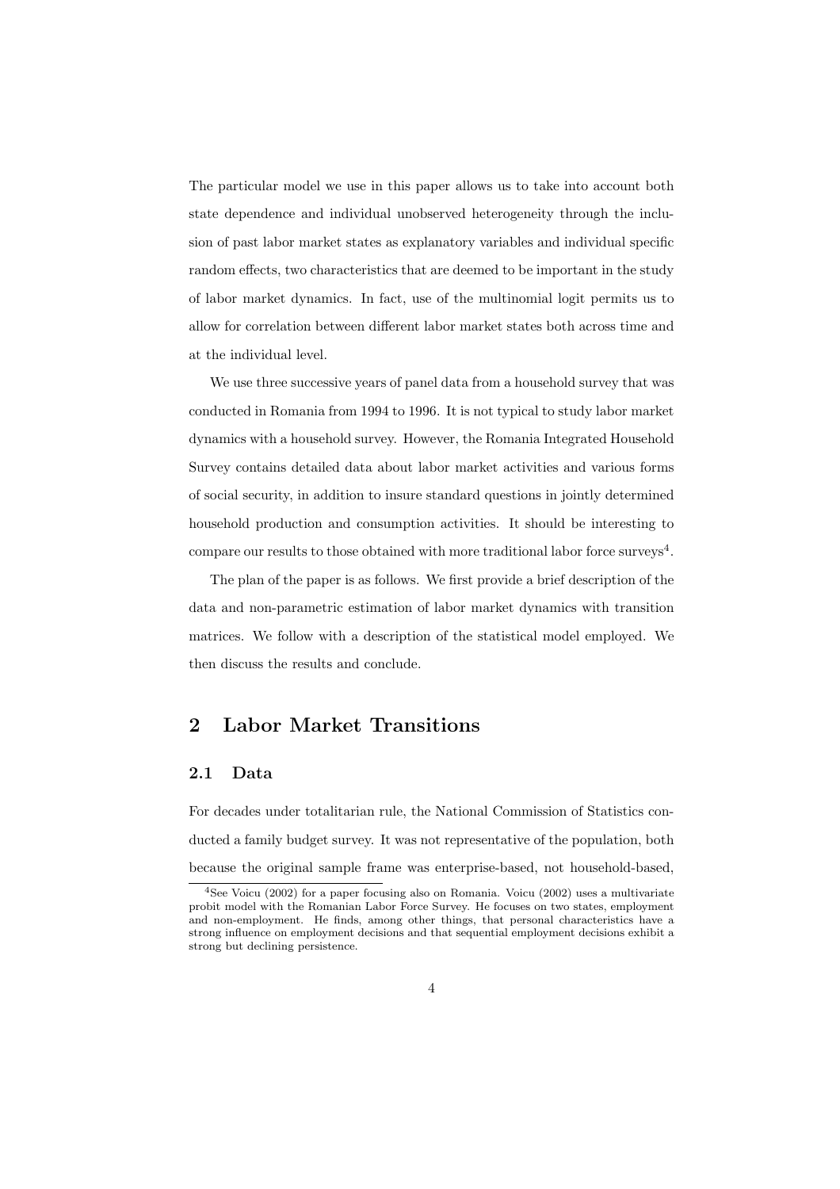The particular model we use in this paper allows us to take into account both state dependence and individual unobserved heterogeneity through the inclusion of past labor market states as explanatory variables and individual specific random effects, two characteristics that are deemed to be important in the study of labor market dynamics. In fact, use of the multinomial logit permits us to allow for correlation between different labor market states both across time and at the individual level.

We use three successive years of panel data from a household survey that was conducted in Romania from 1994 to 1996. It is not typical to study labor market dynamics with a household survey. However, the Romania Integrated Household Survey contains detailed data about labor market activities and various forms of social security, in addition to insure standard questions in jointly determined household production and consumption activities. It should be interesting to compare our results to those obtained with more traditional labor force surveys[4].

The plan of the paper is as follows. We first provide a brief description of the data and non-parametric estimation of labor market dynamics with transition matrices. We follow with a description of the statistical model employed. We then discuss the results and conclude.

## 2 Labor Market Transitions

### 2.1 Data

For decades under totalitarian rule, the National Commission of Statistics conducted a family budget survey. It was not representative of the population, both because the original sample frame was enterprise-based, not household-based,

[4]See Voicu (2002) for a paper focusing also on Romania. Voicu (2002) uses a multivariate probit model with the Romanian Labor Force Survey. He focuses on two states, employment and non-employment. He finds, among other things, that personal characteristics have a strong influence on employment decisions and that sequential employment decisions exhibit a strong but declining persistence.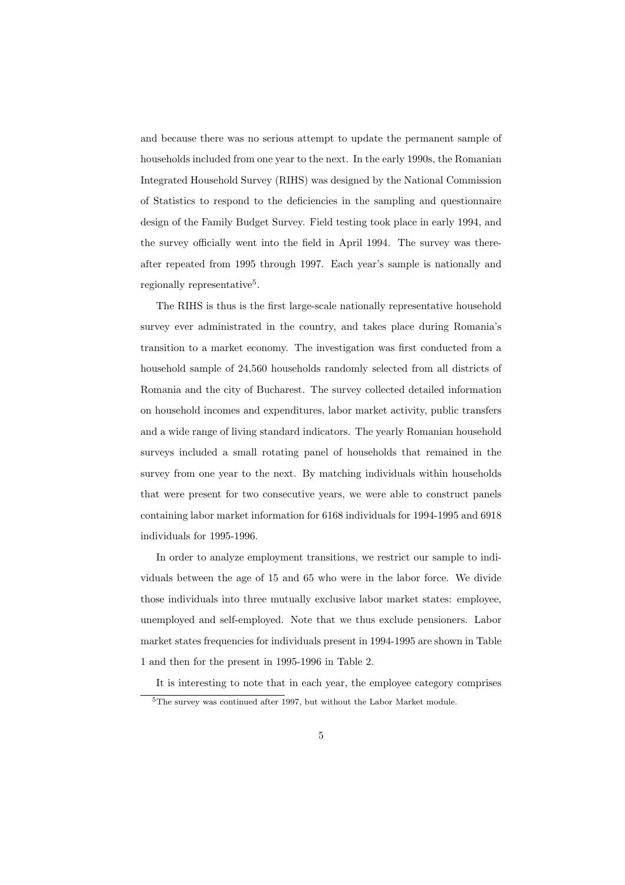and because there was no serious attempt to update the permanent sample of households included from one year to the next. In the early 1990s, the Romanian Integrated Household Survey (RIHS) was designed by the National Commission of Statistics to respond to the deficiencies in the sampling and questionnaire design of the Family Budget Survey. Field testing took place in early 1994, and the survey officially went into the field in April 1994. The survey was thereafter repeated from 1995 through 1997. Each year's sample is nationally and regionally representative[5].

The RIHS is thus is the first large-scale nationally representative household survey ever administrated in the country, and takes place during Romania's transition to a market economy. The investigation was first conducted from a household sample of 24,560 households randomly selected from all districts of Romania and the city of Bucharest. The survey collected detailed information on household incomes and expenditures, labor market activity, public transfers and a wide range of living standard indicators. The yearly Romanian household surveys included a small rotating panel of households that remained in the survey from one year to the next. By matching individuals within households that were present for two consecutive years, we were able to construct panels containing labor market information for 6168 individuals for 1994-1995 and 6918 individuals for 1995-1996.

In order to analyze employment transitions, we restrict our sample to individuals between the age of 15 and 65 who were in the labor force. We divide those individuals into three mutually exclusive labor market states: employee, unemployed and self-employed. Note that we thus exclude pensioners. Labor market states frequencies for individuals present in 1994-1995 are shown in Table 1 and then for the present in 1995-1996 in Table 2.

It is interesting to note that in each year, the employee category comprises

[5]The survey was continued after 1997, but without the Labor Market module.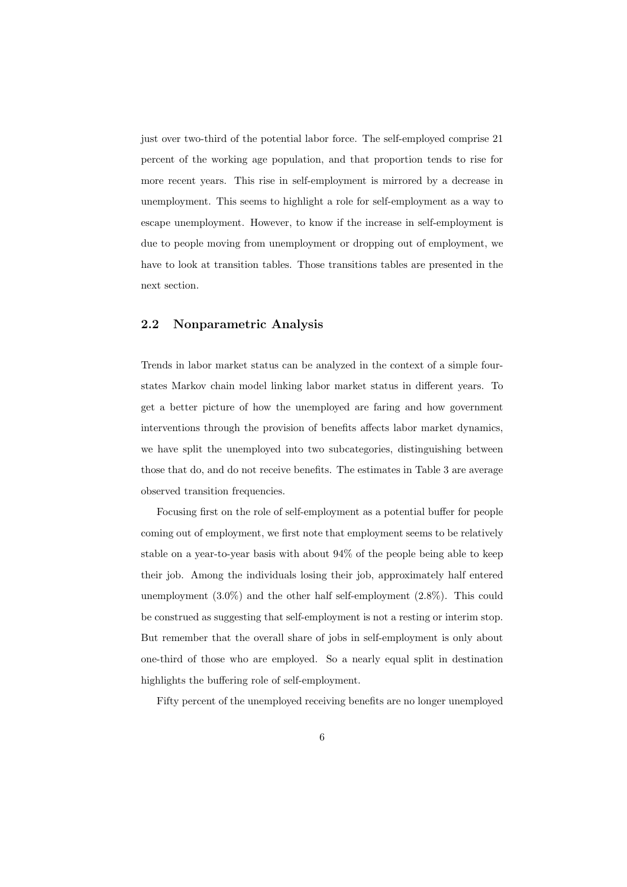just over two-third of the potential labor force. The self-employed comprise 21 percent of the working age population, and that proportion tends to rise for more recent years. This rise in self-employment is mirrored by a decrease in unemployment. This seems to highlight a role for self-employment as a way to escape unemployment. However, to know if the increase in self-employment is due to people moving from unemployment or dropping out of employment, we have to look at transition tables. Those transitions tables are presented in the next section.

## 2.2 Nonparametric Analysis

Trends in labor market status can be analyzed in the context of a simple four-states Markov chain model linking labor market status in different years. To get a better picture of how the unemployed are faring and how government interventions through the provision of benefits affects labor market dynamics, we have split the unemployed into two subcategories, distinguishing between those that do, and do not receive benefits. The estimates in Table 3 are average observed transition frequencies.

Focusing first on the role of self-employment as a potential buffer for people coming out of employment, we first note that employment seems to be relatively stable on a year-to-year basis with about 94% of the people being able to keep their job. Among the individuals losing their job, approximately half entered unemployment (3.0%) and the other half self-employment (2.8%). This could be construed as suggesting that self-employment is not a resting or interim stop. But remember that the overall share of jobs in self-employment is only about one-third of those who are employed. So a nearly equal split in destination highlights the buffering role of self-employment.

Fifty percent of the unemployed receiving benefits are no longer unemployed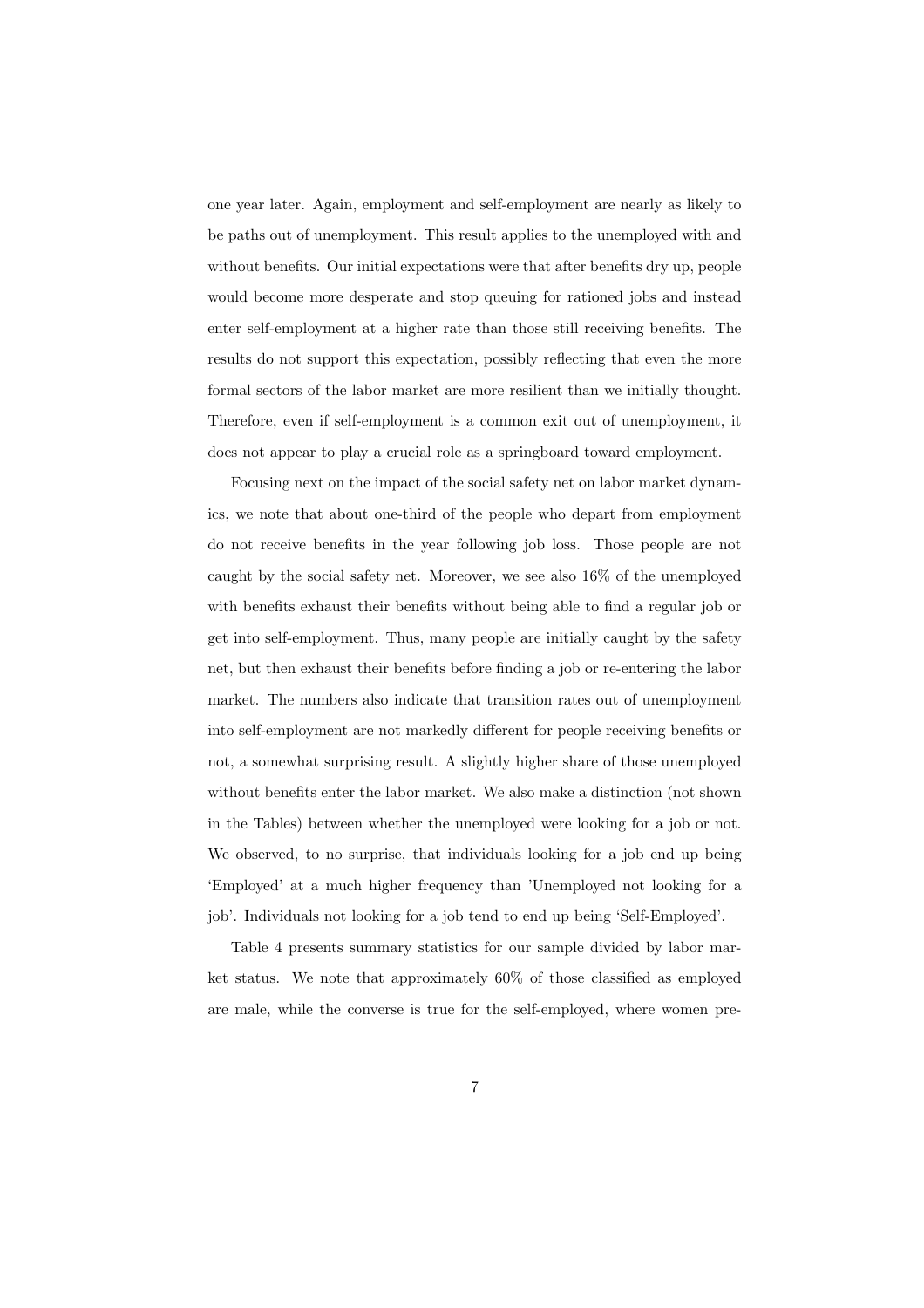one year later. Again, employment and self-employment are nearly as likely to be paths out of unemployment. This result applies to the unemployed with and without benefits. Our initial expectations were that after benefits dry up, people would become more desperate and stop queuing for rationed jobs and instead enter self-employment at a higher rate than those still receiving benefits. The results do not support this expectation, possibly reflecting that even the more formal sectors of the labor market are more resilient than we initially thought. Therefore, even if self-employment is a common exit out of unemployment, it does not appear to play a crucial role as a springboard toward employment.

Focusing next on the impact of the social safety net on labor market dynamics, we note that about one-third of the people who depart from employment do not receive benefits in the year following job loss. Those people are not caught by the social safety net. Moreover, we see also 16% of the unemployed with benefits exhaust their benefits without being able to find a regular job or get into self-employment. Thus, many people are initially caught by the safety net, but then exhaust their benefits before finding a job or re-entering the labor market. The numbers also indicate that transition rates out of unemployment into self-employment are not markedly different for people receiving benefits or not, a somewhat surprising result. A slightly higher share of those unemployed without benefits enter the labor market. We also make a distinction (not shown in the Tables) between whether the unemployed were looking for a job or not. We observed, to no surprise, that individuals looking for a job end up being 'Employed' at a much higher frequency than 'Unemployed not looking for a job'. Individuals not looking for a job tend to end up being 'Self-Employed'.

Table 4 presents summary statistics for our sample divided by labor market status. We note that approximately 60% of those classified as employed are male, while the converse is true for the self-employed, where women pre-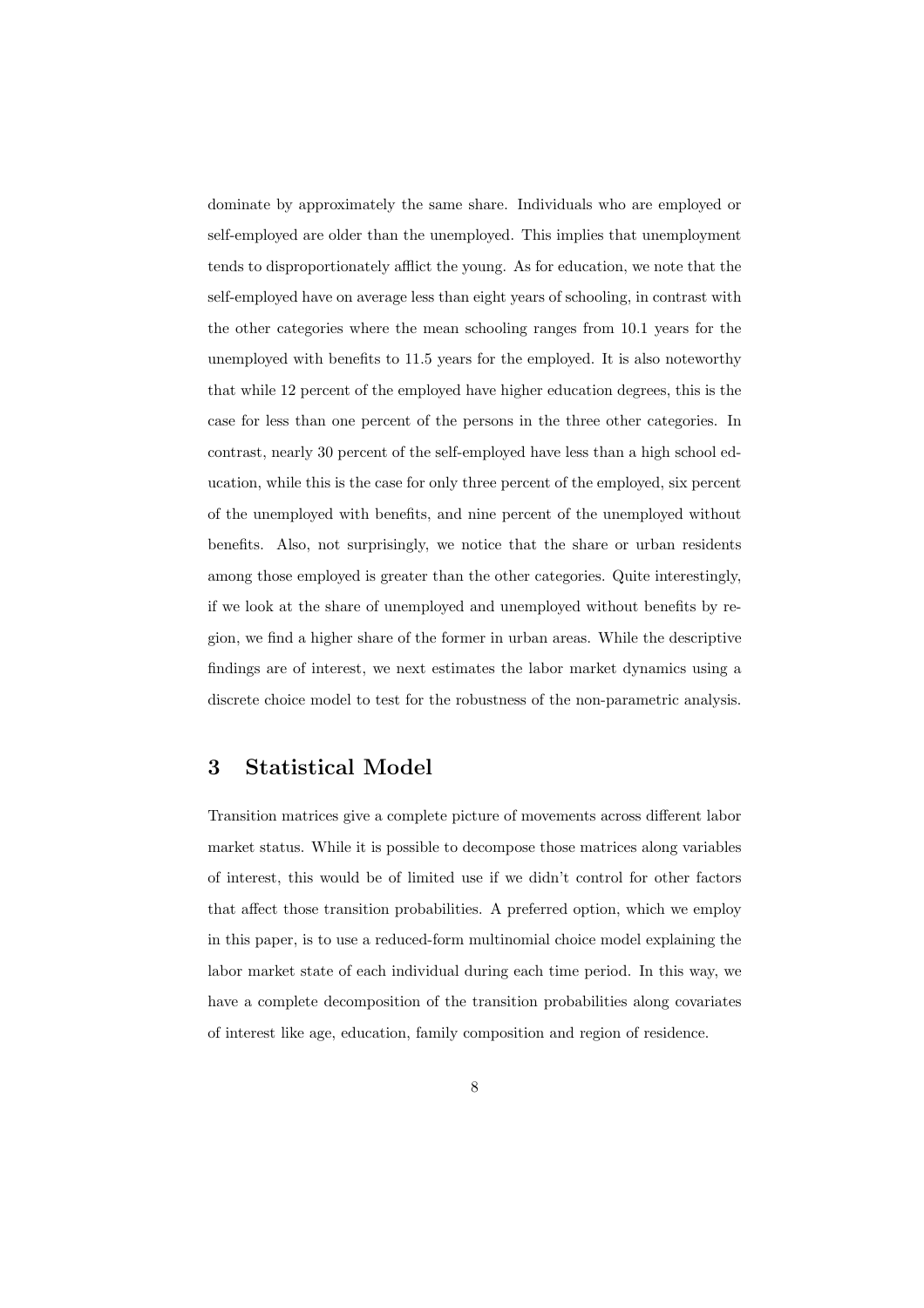dominate by approximately the same share. Individuals who are employed or self-employed are older than the unemployed. This implies that unemployment tends to disproportionately afflict the young. As for education, we note that the self-employed have on average less than eight years of schooling, in contrast with the other categories where the mean schooling ranges from 10.1 years for the unemployed with benefits to 11.5 years for the employed. It is also noteworthy that while 12 percent of the employed have higher education degrees, this is the case for less than one percent of the persons in the three other categories. In contrast, nearly 30 percent of the self-employed have less than a high school education, while this is the case for only three percent of the employed, six percent of the unemployed with benefits, and nine percent of the unemployed without benefits. Also, not surprisingly, we notice that the share or urban residents among those employed is greater than the other categories. Quite interestingly, if we look at the share of unemployed and unemployed without benefits by region, we find a higher share of the former in urban areas. While the descriptive findings are of interest, we next estimates the labor market dynamics using a discrete choice model to test for the robustness of the non-parametric analysis.

## 3 Statistical Model

Transition matrices give a complete picture of movements across different labor market status. While it is possible to decompose those matrices along variables of interest, this would be of limited use if we didn't control for other factors that affect those transition probabilities. A preferred option, which we employ in this paper, is to use a reduced-form multinomial choice model explaining the labor market state of each individual during each time period. In this way, we have a complete decomposition of the transition probabilities along covariates of interest like age, education, family composition and region of residence.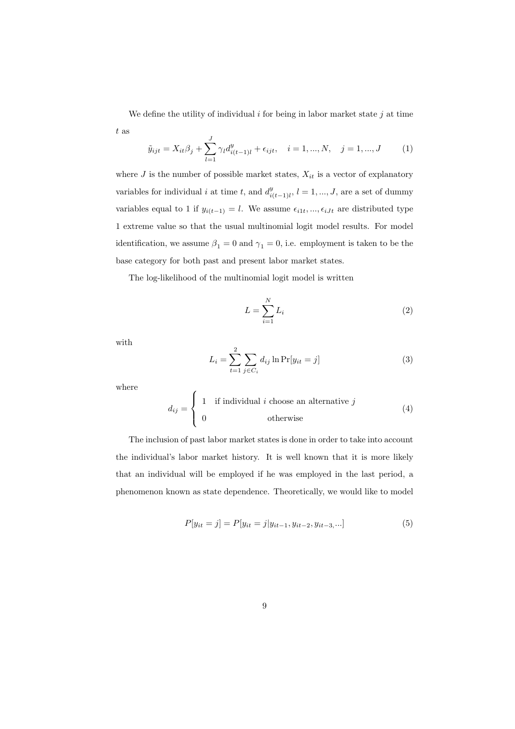We define the utility of individual $i$ for being in labor market state $j$ at time $t$ as

$$\tilde{y}_{ijt} = X_{it}\beta_j + \sum_{l=1}^{J} \gamma_l d^y_{i(t-1)l} + \epsilon_{ijt}, \quad i = 1, ..., N, \quad j = 1, ..., J \tag{1}$$

where $J$ is the number of possible market states, $X_{it}$ is a vector of explanatory variables for individual $i$ at time $t$, and $d^y_{i(t-1)l}$, $l = 1, ..., J$, are a set of dummy variables equal to 1 if $y_{i(t-1)} = l$. We assume $\epsilon_{i1t}, ..., \epsilon_{iJt}$ are distributed type 1 extreme value so that the usual multinomial logit model results. For model identification, we assume $\beta_1 = 0$ and $\gamma_1 = 0$, i.e. employment is taken to be the base category for both past and present labor market states.

The log-likelihood of the multinomial logit model is written

$$L = \sum_{i=1}^{N} L_i \tag{2}$$

with

$$L_i = \sum_{t=1}^{2} \sum_{j \in C_i} d_{ij} \ln \Pr[y_{it} = j] \tag{3}$$

where

$$d_{ij} = \begin{cases} 1 & \text{if individual } i \text{ choose an alternative } j \\ 0 & \text{otherwise} \end{cases} \tag{4}$$

The inclusion of past labor market states is done in order to take into account the individual's labor market history. It is well known that it is more likely that an individual will be employed if he was employed in the last period, a phenomenon known as state dependence. Theoretically, we would like to model

$$P[y_{it} = j] = P[y_{it} = j | y_{it-1}, y_{it-2}, y_{it-3}, ...] \tag{5}$$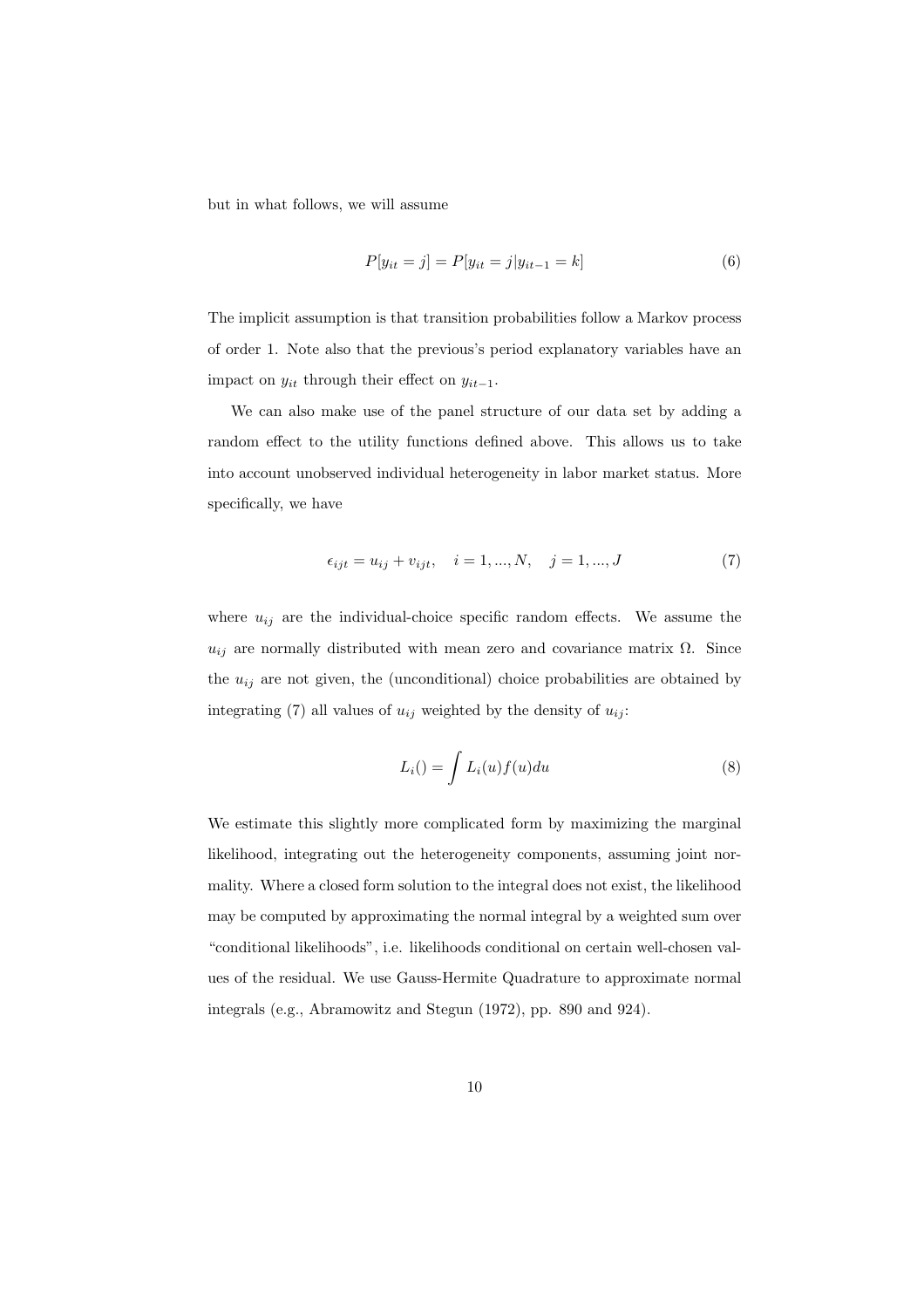but in what follows, we will assume

$$P[y_{it} = j] = P[y_{it} = j | y_{it-1} = k] \tag{6}$$

The implicit assumption is that transition probabilities follow a Markov process of order 1. Note also that the previous's period explanatory variables have an impact on $y_{it}$ through their effect on $y_{it-1}$.

We can also make use of the panel structure of our data set by adding a random effect to the utility functions defined above. This allows us to take into account unobserved individual heterogeneity in labor market status. More specifically, we have

$$\epsilon_{ijt} = u_{ij} + v_{ijt}, \quad i = 1, ..., N, \quad j = 1, ..., J \tag{7}$$

where $u_{ij}$ are the individual-choice specific random effects. We assume the $u_{ij}$ are normally distributed with mean zero and covariance matrix $\Omega$. Since the $u_{ij}$ are not given, the (unconditional) choice probabilities are obtained by integrating (7) all values of $u_{ij}$ weighted by the density of $u_{ij}$:

$$L_i() = \int L_i(u) f(u) du \tag{8}$$

We estimate this slightly more complicated form by maximizing the marginal likelihood, integrating out the heterogeneity components, assuming joint normality. Where a closed form solution to the integral does not exist, the likelihood may be computed by approximating the normal integral by a weighted sum over "conditional likelihoods", i.e. likelihoods conditional on certain well-chosen values of the residual. We use Gauss-Hermite Quadrature to approximate normal integrals (e.g., Abramowitz and Stegun (1972), pp. 890 and 924).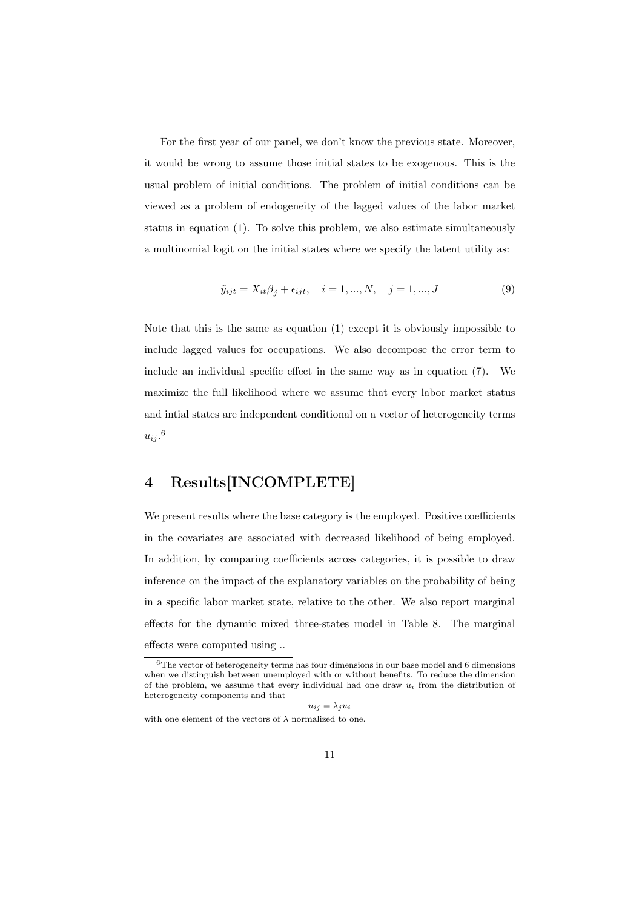For the first year of our panel, we don't know the previous state. Moreover, it would be wrong to assume those initial states to be exogenous. This is the usual problem of initial conditions. The problem of initial conditions can be viewed as a problem of endogeneity of the lagged values of the labor market status in equation (1). To solve this problem, we also estimate simultaneously a multinomial logit on the initial states where we specify the latent utility as:

$$\tilde{y}_{ijt} = X_{it}\beta_j + \epsilon_{ijt}, \quad i = 1, ..., N, \quad j = 1, ..., J \tag{9}$$

Note that this is the same as equation (1) except it is obviously impossible to include lagged values for occupations. We also decompose the error term to include an individual specific effect in the same way as in equation (7). We maximize the full likelihood where we assume that every labor market status and intial states are independent conditional on a vector of heterogeneity terms $u_{ij}$.[6]

# 4 Results[INCOMPLETE]

We present results where the base category is the employed. Positive coefficients in the covariates are associated with decreased likelihood of being employed. In addition, by comparing coefficients across categories, it is possible to draw inference on the impact of the explanatory variables on the probability of being in a specific labor market state, relative to the other. We also report marginal effects for the dynamic mixed three-states model in Table 8. The marginal effects were computed using ..

[6] The vector of heterogeneity terms has four dimensions in our base model and 6 dimensions when we distinguish between unemployed with or without benefits. To reduce the dimension of the problem, we assume that every individual had one draw $u_i$ from the distribution of heterogeneity components and that

$$u_{ij} = \lambda_j u_i$$

with one element of the vectors of $\lambda$ normalized to one.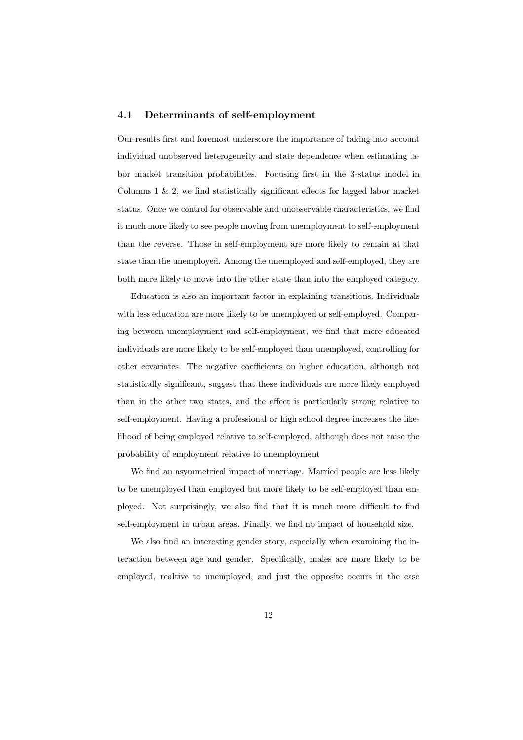### 4.1 Determinants of self-employment

Our results first and foremost underscore the importance of taking into account individual unobserved heterogeneity and state dependence when estimating labor market transition probabilities. Focusing first in the 3-status model in Columns 1 & 2, we find statistically significant effects for lagged labor market status. Once we control for observable and unobservable characteristics, we find it much more likely to see people moving from unemployment to self-employment than the reverse. Those in self-employment are more likely to remain at that state than the unemployed. Among the unemployed and self-employed, they are both more likely to move into the other state than into the employed category.

Education is also an important factor in explaining transitions. Individuals with less education are more likely to be unemployed or self-employed. Comparing between unemployment and self-employment, we find that more educated individuals are more likely to be self-employed than unemployed, controlling for other covariates. The negative coefficients on higher education, although not statistically significant, suggest that these individuals are more likely employed than in the other two states, and the effect is particularly strong relative to self-employment. Having a professional or high school degree increases the likelihood of being employed relative to self-employed, although does not raise the probability of employment relative to unemployment

We find an asymmetrical impact of marriage. Married people are less likely to be unemployed than employed but more likely to be self-employed than employed. Not surprisingly, we also find that it is much more difficult to find self-employment in urban areas. Finally, we find no impact of household size.

We also find an interesting gender story, especially when examining the interaction between age and gender. Specifically, males are more likely to be employed, realtive to unemployed, and just the opposite occurs in the case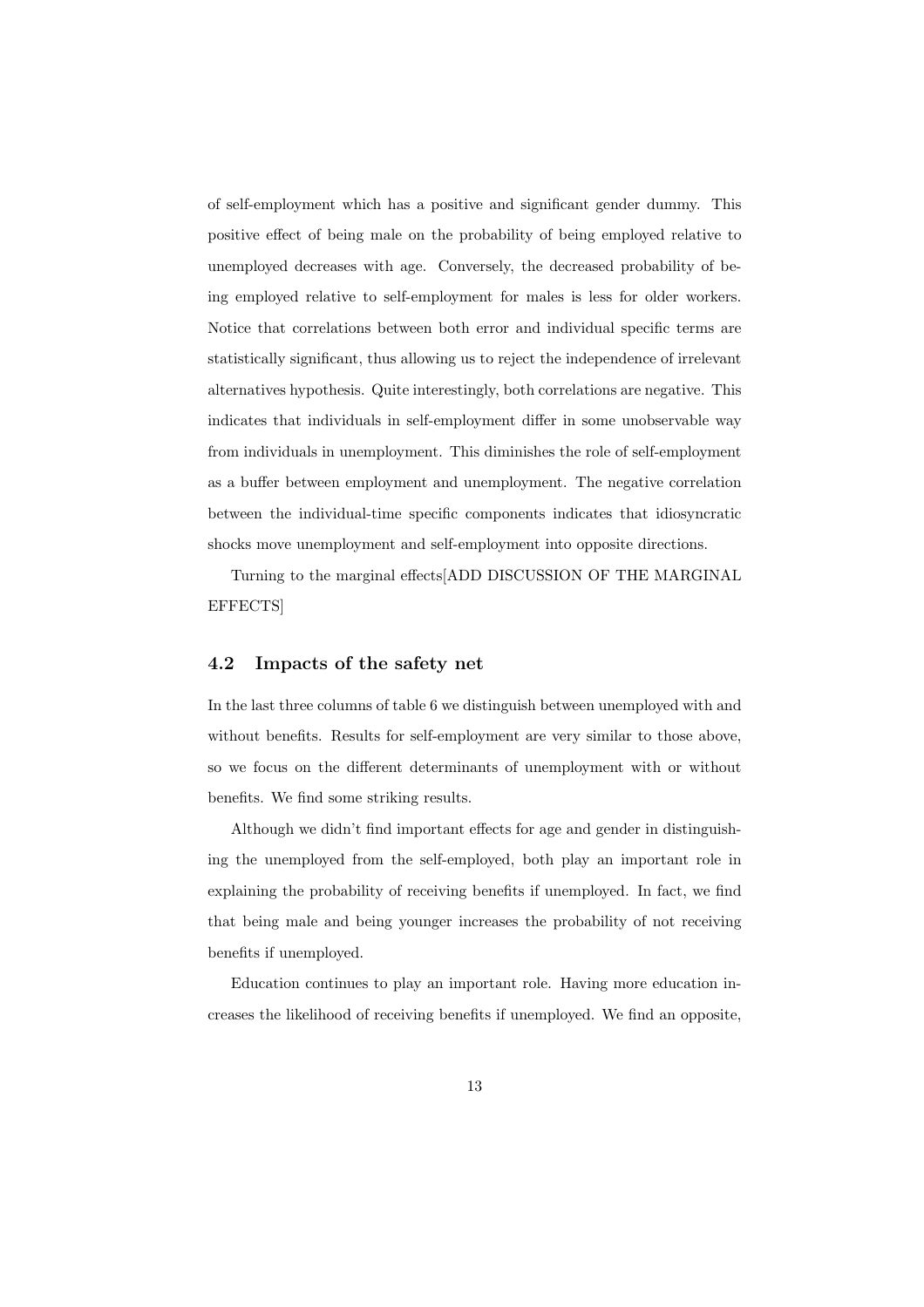of self-employment which has a positive and significant gender dummy. This positive effect of being male on the probability of being employed relative to unemployed decreases with age. Conversely, the decreased probability of being employed relative to self-employment for males is less for older workers. Notice that correlations between both error and individual specific terms are statistically significant, thus allowing us to reject the independence of irrelevant alternatives hypothesis. Quite interestingly, both correlations are negative. This indicates that individuals in self-employment differ in some unobservable way from individuals in unemployment. This diminishes the role of self-employment as a buffer between employment and unemployment. The negative correlation between the individual-time specific components indicates that idiosyncratic shocks move unemployment and self-employment into opposite directions.

Turning to the marginal effects[ADD DISCUSSION OF THE MARGINAL EFFECTS]

### 4.2 Impacts of the safety net

In the last three columns of table 6 we distinguish between unemployed with and without benefits. Results for self-employment are very similar to those above, so we focus on the different determinants of unemployment with or without benefits. We find some striking results.

Although we didn't find important effects for age and gender in distinguishing the unemployed from the self-employed, both play an important role in explaining the probability of receiving benefits if unemployed. In fact, we find that being male and being younger increases the probability of not receiving benefits if unemployed.

Education continues to play an important role. Having more education increases the likelihood of receiving benefits if unemployed. We find an opposite,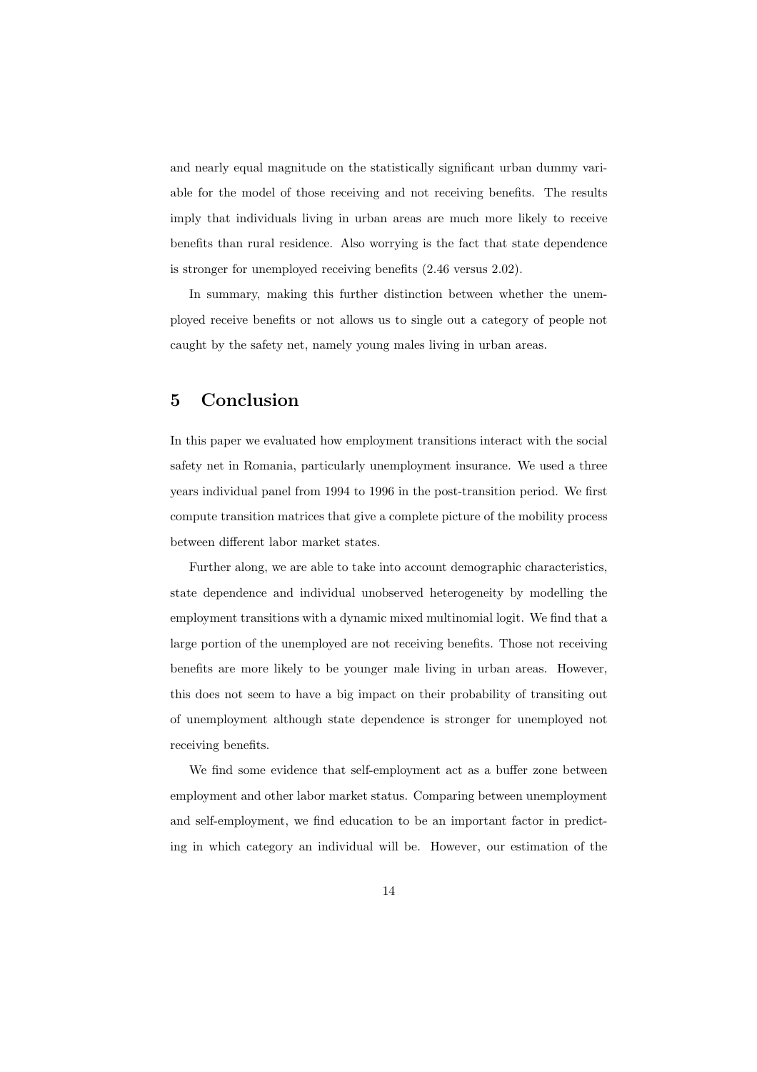and nearly equal magnitude on the statistically significant urban dummy variable for the model of those receiving and not receiving benefits. The results imply that individuals living in urban areas are much more likely to receive benefits than rural residence. Also worrying is the fact that state dependence is stronger for unemployed receiving benefits (2.46 versus 2.02).

In summary, making this further distinction between whether the unemployed receive benefits or not allows us to single out a category of people not caught by the safety net, namely young males living in urban areas.

## 5 Conclusion

In this paper we evaluated how employment transitions interact with the social safety net in Romania, particularly unemployment insurance. We used a three years individual panel from 1994 to 1996 in the post-transition period. We first compute transition matrices that give a complete picture of the mobility process between different labor market states.

Further along, we are able to take into account demographic characteristics, state dependence and individual unobserved heterogeneity by modelling the employment transitions with a dynamic mixed multinomial logit. We find that a large portion of the unemployed are not receiving benefits. Those not receiving benefits are more likely to be younger male living in urban areas. However, this does not seem to have a big impact on their probability of transiting out of unemployment although state dependence is stronger for unemployed not receiving benefits.

We find some evidence that self-employment act as a buffer zone between employment and other labor market status. Comparing between unemployment and self-employment, we find education to be an important factor in predicting in which category an individual will be. However, our estimation of the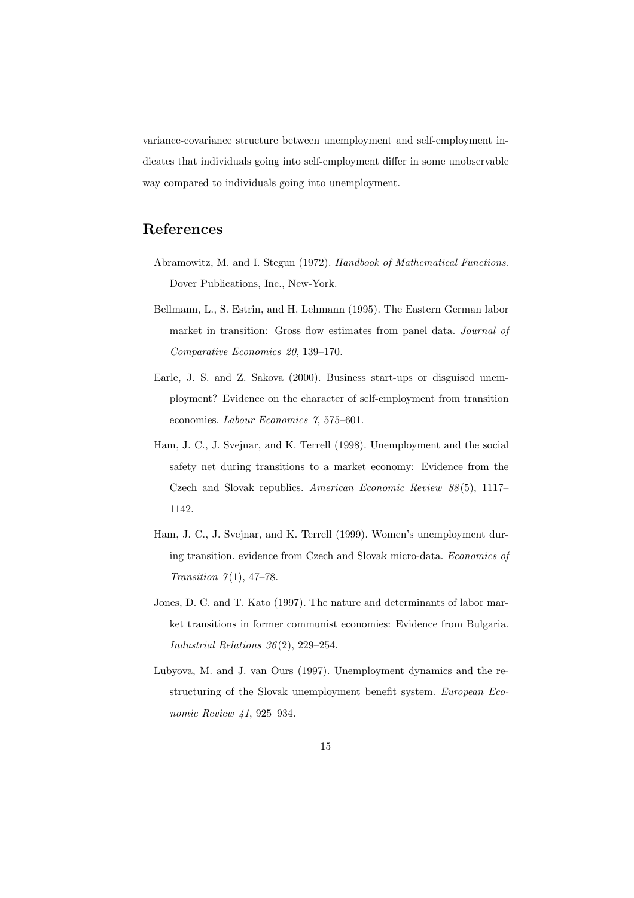variance-covariance structure between unemployment and self-employment indicates that individuals going into self-employment differ in some unobservable way compared to individuals going into unemployment.

## References

Abramowitz, M. and I. Stegun (1972). *Handbook of Mathematical Functions*. Dover Publications, Inc., New-York.

Bellmann, L., S. Estrin, and H. Lehmann (1995). The Eastern German labor market in transition: Gross flow estimates from panel data. *Journal of Comparative Economics 20*, 139–170.

Earle, J. S. and Z. Sakova (2000). Business start-ups or disguised unemployment? Evidence on the character of self-employment from transition economies. *Labour Economics 7*, 575–601.

Ham, J. C., J. Svejnar, and K. Terrell (1998). Unemployment and the social safety net during transitions to a market economy: Evidence from the Czech and Slovak republics. *American Economic Review 88*(5), 1117–1142.

Ham, J. C., J. Svejnar, and K. Terrell (1999). Women's unemployment during transition. evidence from Czech and Slovak micro-data. *Economics of Transition 7*(1), 47–78.

Jones, D. C. and T. Kato (1997). The nature and determinants of labor market transitions in former communist economies: Evidence from Bulgaria. *Industrial Relations 36*(2), 229–254.

Lubyova, M. and J. van Ours (1997). Unemployment dynamics and the restructuring of the Slovak unemployment benefit system. *European Economic Review 41*, 925–934.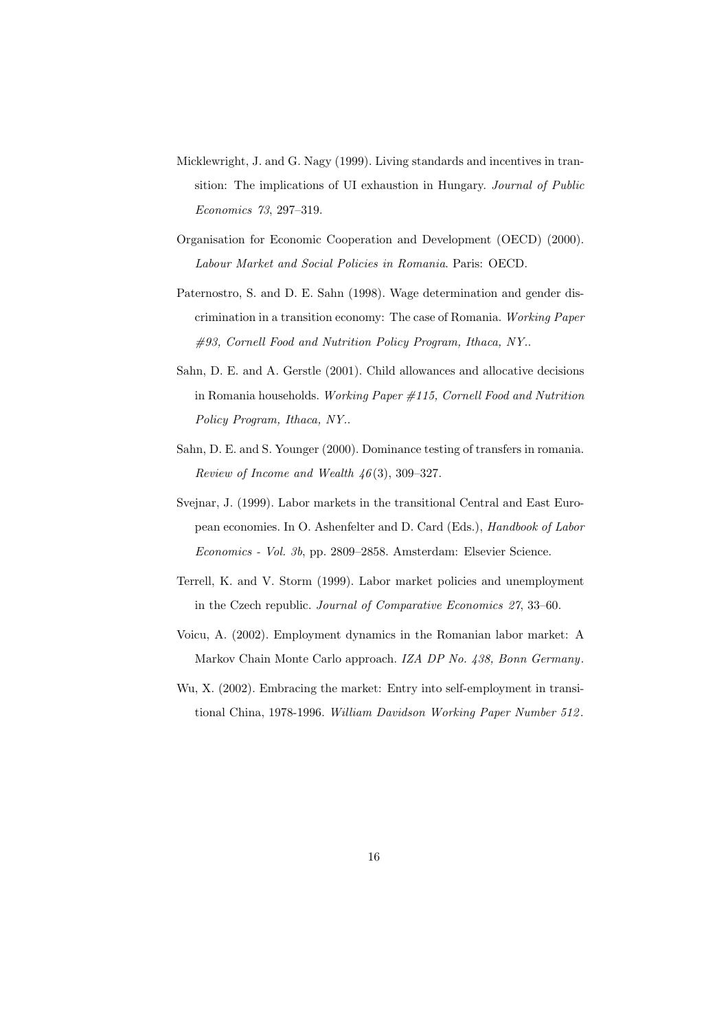Micklewright, J. and G. Nagy (1999). Living standards and incentives in transition: The implications of UI exhaustion in Hungary. *Journal of Public Economics 73*, 297–319.

Organisation for Economic Cooperation and Development (OECD) (2000). *Labour Market and Social Policies in Romania*. Paris: OECD.

Paternostro, S. and D. E. Sahn (1998). Wage determination and gender discrimination in a transition economy: The case of Romania. *Working Paper #93, Cornell Food and Nutrition Policy Program, Ithaca, NY.*.

Sahn, D. E. and A. Gerstle (2001). Child allowances and allocative decisions in Romania households. *Working Paper #115, Cornell Food and Nutrition Policy Program, Ithaca, NY.*.

Sahn, D. E. and S. Younger (2000). Dominance testing of transfers in romania. *Review of Income and Wealth 46*(3), 309–327.

Svejnar, J. (1999). Labor markets in the transitional Central and East European economies. In O. Ashenfelter and D. Card (Eds.), *Handbook of Labor Economics - Vol. 3b*, pp. 2809–2858. Amsterdam: Elsevier Science.

Terrell, K. and V. Storm (1999). Labor market policies and unemployment in the Czech republic. *Journal of Comparative Economics 27*, 33–60.

Voicu, A. (2002). Employment dynamics in the Romanian labor market: A Markov Chain Monte Carlo approach. *IZA DP No. 438, Bonn Germany*.

Wu, X. (2002). Embracing the market: Entry into self-employment in transitional China, 1978-1996. *William Davidson Working Paper Number 512*.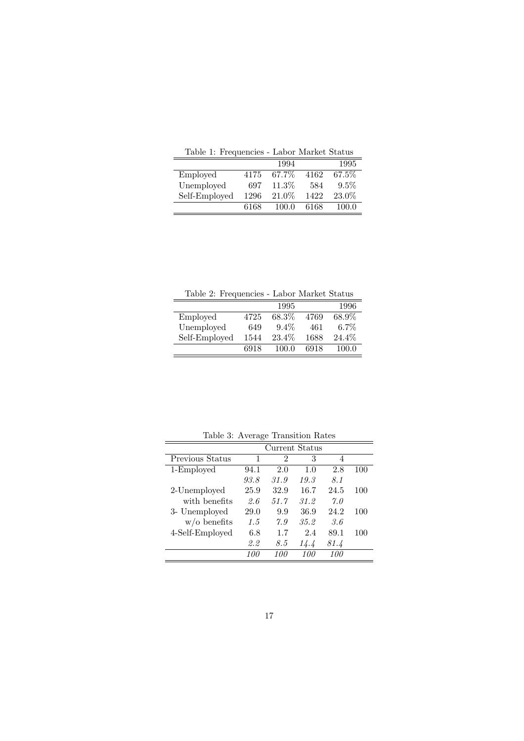Table 1: Frequencies - Labor Market Status

| | | 1994 | | 1995 |
|---|---|---|---|---|
| Employed | 4175 | 67.7% | 4162 | 67.5% |
| Unemployed | 697 | 11.3% | 584 | 9.5% |
| Self-Employed | 1296 | 21.0% | 1422 | 23.0% |
| | 6168 | 100.0 | 6168 | 100.0 |

Table 2: Frequencies - Labor Market Status

| | | 1995 | | 1996 |
|---|---|---|---|---|
| Employed | 4725 | 68.3% | 4769 | 68.9% |
| Unemployed | 649 | 9.4% | 461 | 6.7% |
| Self-Employed | 1544 | 23.4% | 1688 | 24.4% |
| | 6918 | 100.0 | 6918 | 100.0 |

Table 3: Average Transition Rates

| | Current Status | | | | |
|---|---|---|---|---|---|
| Previous Status | 1 | 2 | 3 | 4 | |
| 1-Employed | 94.1 | 2.0 | 1.0 | 2.8 | 100 |
| | *93.8* | *31.9* | *19.3* | *8.1* | |
| 2-Unemployed | 25.9 | 32.9 | 16.7 | 24.5 | 100 |
| with benefits | *2.6* | *51.7* | *31.2* | *7.0* | |
| 3- Unemployed | 29.0 | 9.9 | 36.9 | 24.2 | 100 |
| w/o benefits | *1.5* | *7.9* | *35.2* | *3.6* | |
| 4-Self-Employed | 6.8 | 1.7 | 2.4 | 89.1 | 100 |
| | *2.2* | *8.5* | *14.4* | *81.4* | |
| | *100* | *100* | *100* | *100* | |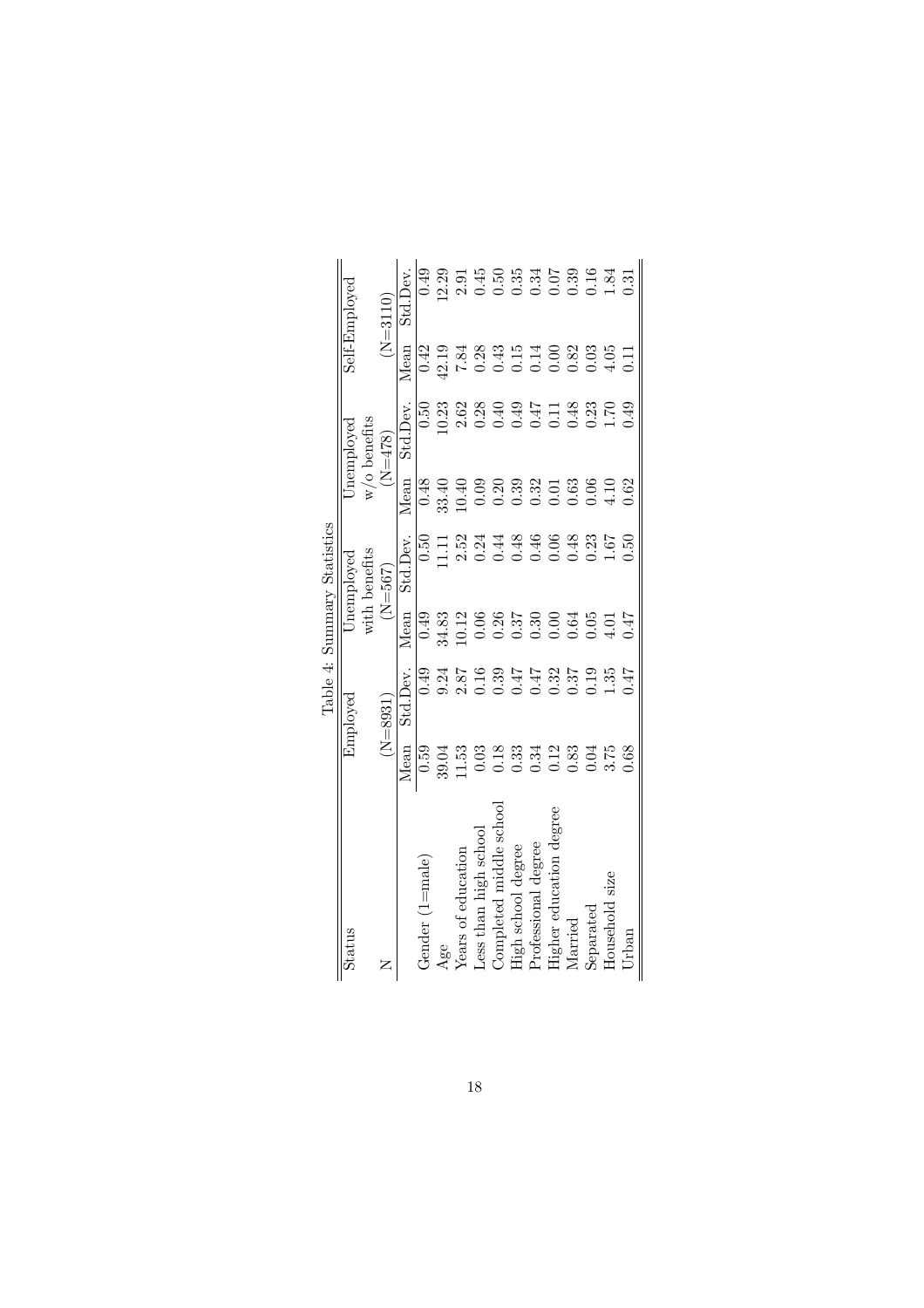Table 4: Summary Statistics

| Status | Employed | | Unemployed with benefits | | Unemployed w/o benefits | | Self-Employed | |
|---|---|---|---|---|---|---|---|---|
| N | (N=8931) | | (N=567) | | (N=478) | | (N=3110) | |
| | Mean | Std.Dev. | Mean | Std.Dev. | Mean | Std.Dev. | Mean | Std.Dev. |
| Gender (1=male) | 0.59 | 0.49 | 0.49 | 0.50 | 0.48 | 0.50 | 0.42 | 0.49 |
| Age | 39.04 | 9.24 | 34.83 | 11.11 | 33.40 | 10.23 | 42.19 | 12.29 |
| Years of education | 11.53 | 2.87 | 10.12 | 2.52 | 10.40 | 2.62 | 7.84 | 2.91 |
| Less than high school | 0.03 | 0.16 | 0.06 | 0.24 | 0.09 | 0.28 | 0.28 | 0.45 |
| Completed middle school | 0.18 | 0.39 | 0.26 | 0.44 | 0.20 | 0.40 | 0.43 | 0.50 |
| High school degree | 0.33 | 0.47 | 0.37 | 0.48 | 0.39 | 0.49 | 0.15 | 0.35 |
| Professional degree | 0.34 | 0.47 | 0.30 | 0.46 | 0.32 | 0.47 | 0.14 | 0.34 |
| Higher education degree | 0.12 | 0.32 | 0.00 | 0.06 | 0.01 | 0.11 | 0.00 | 0.07 |
| Married | 0.83 | 0.37 | 0.64 | 0.48 | 0.63 | 0.48 | 0.82 | 0.39 |
| Separated | 0.04 | 0.19 | 0.05 | 0.23 | 0.06 | 0.23 | 0.03 | 0.16 |
| Household size | 3.75 | 1.35 | 4.01 | 1.67 | 4.10 | 1.70 | 4.05 | 1.84 |
| Urban | 0.68 | 0.47 | 0.47 | 0.50 | 0.62 | 0.49 | 0.11 | 0.31 |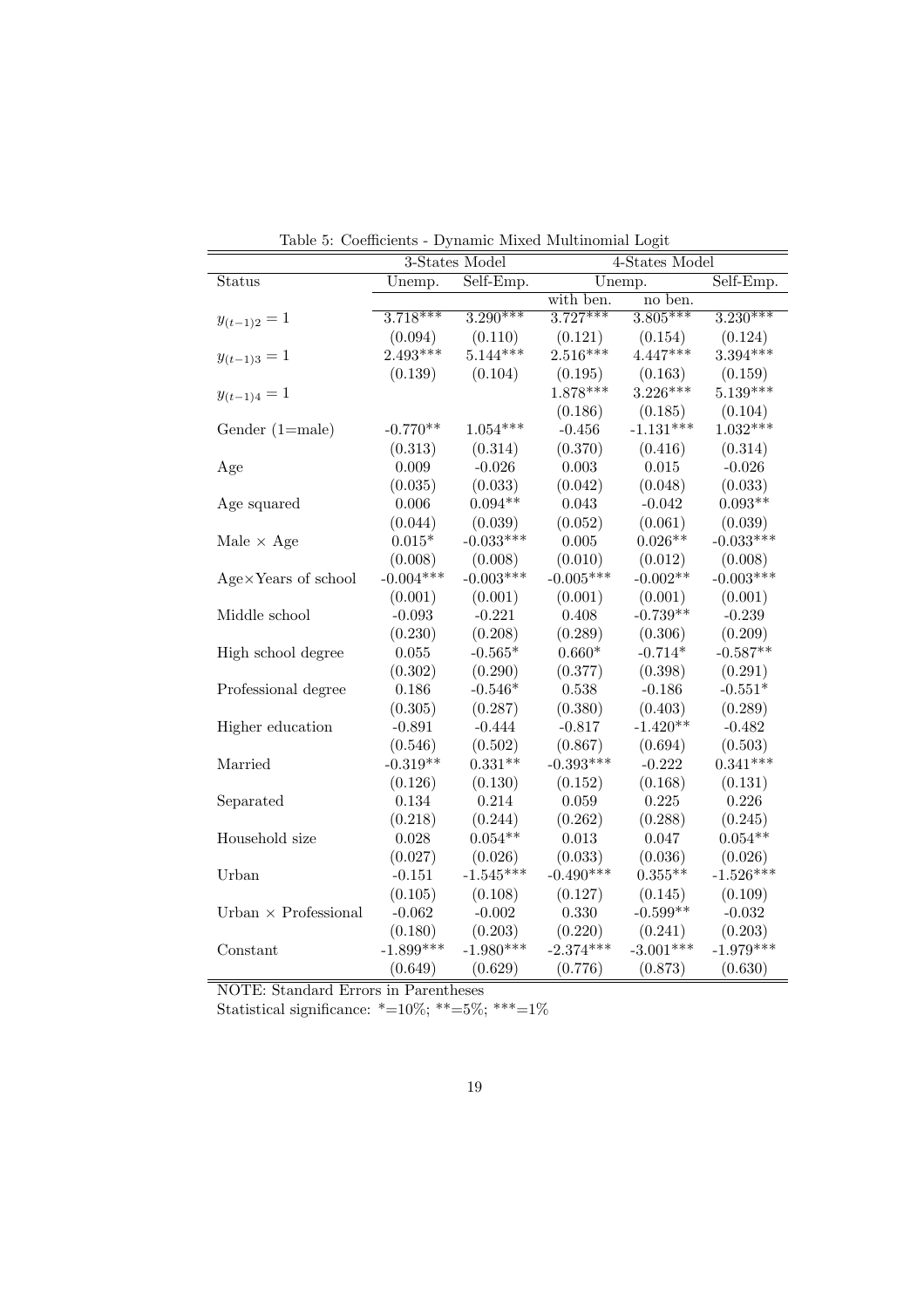Table 5: Coefficients - Dynamic Mixed Multinomial Logit

| | 3-States Model | | 4-States Model | | |
|---|---|---|---|---|---|
| Status | Unemp. | Self-Emp. | Unemp. | | Self-Emp. |
| | | | with ben. | no ben. | |
| $y_{(t-1)2} = 1$ | 3.718*** | 3.290*** | 3.727*** | 3.805*** | 3.230*** |
| | (0.094) | (0.110) | (0.121) | (0.154) | (0.124) |
| $y_{(t-1)3} = 1$ | 2.493*** | 5.144*** | 2.516*** | 4.447*** | 3.394*** |
| | (0.139) | (0.104) | (0.195) | (0.163) | (0.159) |
| $y_{(t-1)4} = 1$ | | | 1.878*** | 3.226*** | 5.139*** |
| | | | (0.186) | (0.185) | (0.104) |
| Gender (1=male) | -0.770** | 1.054*** | -0.456 | -1.131*** | 1.032*** |
| | (0.313) | (0.314) | (0.370) | (0.416) | (0.314) |
| Age | 0.009 | -0.026 | 0.003 | 0.015 | -0.026 |
| | (0.035) | (0.033) | (0.042) | (0.048) | (0.033) |
| Age squared | 0.006 | 0.094** | 0.043 | -0.042 | 0.093** |
| | (0.044) | (0.039) | (0.052) | (0.061) | (0.039) |
| Male $\times$ Age | 0.015* | -0.033*** | 0.005 | 0.026** | -0.033*** |
| | (0.008) | (0.008) | (0.010) | (0.012) | (0.008) |
| Age$\times$Years of school | -0.004*** | -0.003*** | -0.005*** | -0.002** | -0.003*** |
| | (0.001) | (0.001) | (0.001) | (0.001) | (0.001) |
| Middle school | -0.093 | -0.221 | 0.408 | -0.739** | -0.239 |
| | (0.230) | (0.208) | (0.289) | (0.306) | (0.209) |
| High school degree | 0.055 | -0.565* | 0.660* | -0.714* | -0.587** |
| | (0.302) | (0.290) | (0.377) | (0.398) | (0.291) |
| Professional degree | 0.186 | -0.546* | 0.538 | -0.186 | -0.551* |
| | (0.305) | (0.287) | (0.380) | (0.403) | (0.289) |
| Higher education | -0.891 | -0.444 | -0.817 | -1.420** | -0.482 |
| | (0.546) | (0.502) | (0.867) | (0.694) | (0.503) |
| Married | -0.319** | 0.331** | -0.393*** | -0.222 | 0.341*** |
| | (0.126) | (0.130) | (0.152) | (0.168) | (0.131) |
| Separated | 0.134 | 0.214 | 0.059 | 0.225 | 0.226 |
| | (0.218) | (0.244) | (0.262) | (0.288) | (0.245) |
| Household size | 0.028 | 0.054** | 0.013 | 0.047 | 0.054** |
| | (0.027) | (0.026) | (0.033) | (0.036) | (0.026) |
| Urban | -0.151 | -1.545*** | -0.490*** | 0.355** | -1.526*** |
| | (0.105) | (0.108) | (0.127) | (0.145) | (0.109) |
| Urban $\times$ Professional | -0.062 | -0.002 | 0.330 | -0.599** | -0.032 |
| | (0.180) | (0.203) | (0.220) | (0.241) | (0.203) |
| Constant | -1.899*** | -1.980*** | -2.374*** | -3.001*** | -1.979*** |
| | (0.649) | (0.629) | (0.776) | (0.873) | (0.630) |

NOTE: Standard Errors in Parentheses

Statistical significance: *=10%; **=5%; ***=1%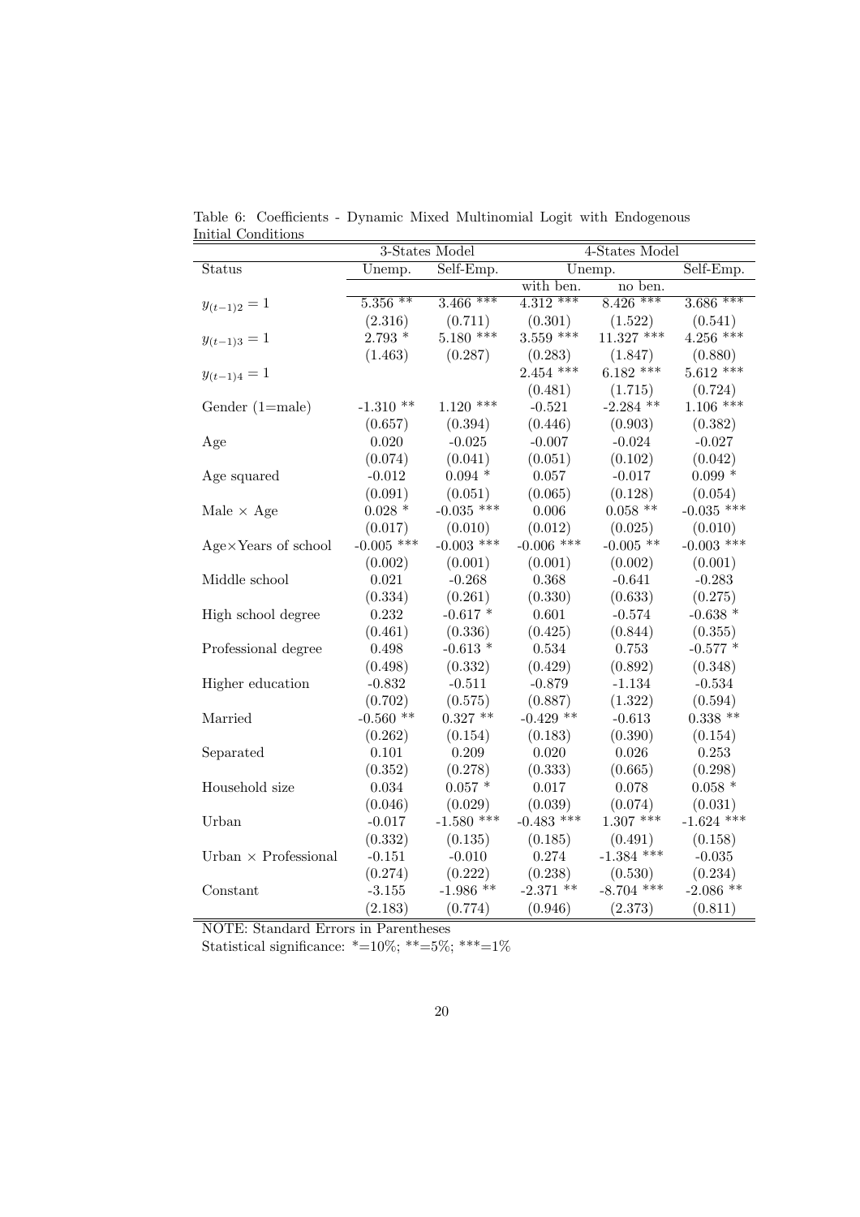Table 6: Coefficients - Dynamic Mixed Multinomial Logit with Endogenous Initial Conditions

| | 3-States Model | | 4-States Model | | |
|---|---|---|---|---|---|
| Status | Unemp. | Self-Emp. | Unemp. | | Self-Emp. |
| | | | with ben. | no ben. | |
| $y_{(t-1)2} = 1$ | 5.356 ** | 3.466 *** | 4.312 *** | 8.426 *** | 3.686 *** |
| | (2.316) | (0.711) | (0.301) | (1.522) | (0.541) |
| $y_{(t-1)3} = 1$ | 2.793 * | 5.180 *** | 3.559 *** | 11.327 *** | 4.256 *** |
| | (1.463) | (0.287) | (0.283) | (1.847) | (0.880) |
| $y_{(t-1)4} = 1$ | | | 2.454 *** | 6.182 *** | 5.612 *** |
| | | | (0.481) | (1.715) | (0.724) |
| Gender (1=male) | -1.310 ** | 1.120 *** | -0.521 | -2.284 ** | 1.106 *** |
| | (0.657) | (0.394) | (0.446) | (0.903) | (0.382) |
| Age | 0.020 | -0.025 | -0.007 | -0.024 | -0.027 |
| | (0.074) | (0.041) | (0.051) | (0.102) | (0.042) |
| Age squared | -0.012 | 0.094 * | 0.057 | -0.017 | 0.099 * |
| | (0.091) | (0.051) | (0.065) | (0.128) | (0.054) |
| Male × Age | 0.028 * | -0.035 *** | 0.006 | 0.058 ** | -0.035 *** |
| | (0.017) | (0.010) | (0.012) | (0.025) | (0.010) |
| Age×Years of school | -0.005 *** | -0.003 *** | -0.006 *** | -0.005 ** | -0.003 *** |
| | (0.002) | (0.001) | (0.001) | (0.002) | (0.001) |
| Middle school | 0.021 | -0.268 | 0.368 | -0.641 | -0.283 |
| | (0.334) | (0.261) | (0.330) | (0.633) | (0.275) |
| High school degree | 0.232 | -0.617 * | 0.601 | -0.574 | -0.638 * |
| | (0.461) | (0.336) | (0.425) | (0.844) | (0.355) |
| Professional degree | 0.498 | -0.613 * | 0.534 | 0.753 | -0.577 * |
| | (0.498) | (0.332) | (0.429) | (0.892) | (0.348) |
| Higher education | -0.832 | -0.511 | -0.879 | -1.134 | -0.534 |
| | (0.702) | (0.575) | (0.887) | (1.322) | (0.594) |
| Married | -0.560 ** | 0.327 ** | -0.429 ** | -0.613 | 0.338 ** |
| | (0.262) | (0.154) | (0.183) | (0.390) | (0.154) |
| Separated | 0.101 | 0.209 | 0.020 | 0.026 | 0.253 |
| | (0.352) | (0.278) | (0.333) | (0.665) | (0.298) |
| Household size | 0.034 | 0.057 * | 0.017 | 0.078 | 0.058 * |
| | (0.046) | (0.029) | (0.039) | (0.074) | (0.031) |
| Urban | -0.017 | -1.580 *** | -0.483 *** | 1.307 *** | -1.624 *** |
| | (0.332) | (0.135) | (0.185) | (0.491) | (0.158) |
| Urban × Professional | -0.151 | -0.010 | 0.274 | -1.384 *** | -0.035 |
| | (0.274) | (0.222) | (0.238) | (0.530) | (0.234) |
| Constant | -3.155 | -1.986 ** | -2.371 ** | -8.704 *** | -2.086 ** |
| | (2.183) | (0.774) | (0.946) | (2.373) | (0.811) |

NOTE: Standard Errors in Parentheses

Statistical significance: *=10%; **=5%; ***=1%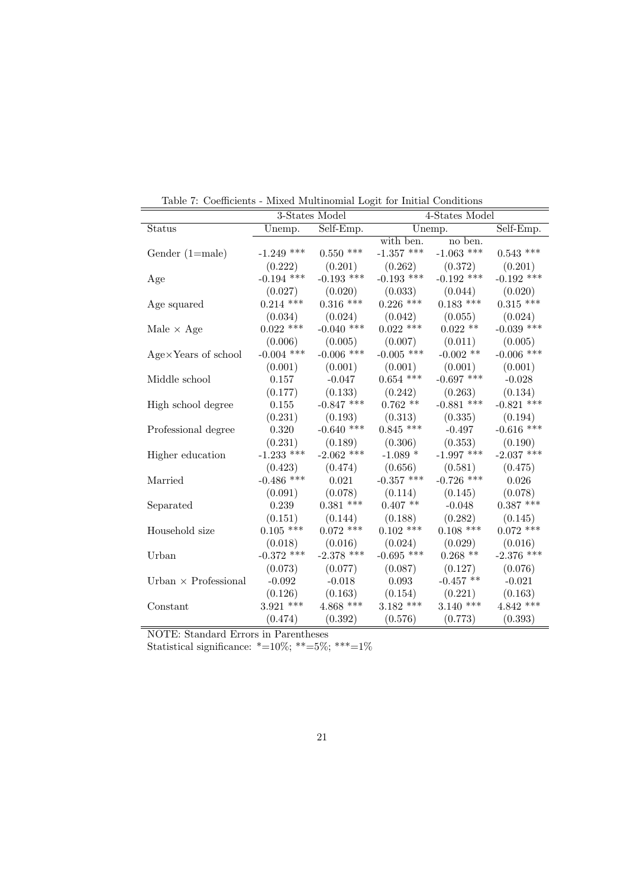Table 7: Coefficients - Mixed Multinomial Logit for Initial Conditions

| | 3-States Model | | 4-States Model | | |
|---|---|---|---|---|---|
| Status | Unemp. | Self-Emp. | Unemp. | | Self-Emp. |
| | | | with ben. | no ben. | |
| Gender (1=male) | -1.249 *** | 0.550 *** | -1.357 *** | -1.063 *** | 0.543 *** |
| | (0.222) | (0.201) | (0.262) | (0.372) | (0.201) |
| Age | -0.194 *** | -0.193 *** | -0.193 *** | -0.192 *** | -0.192 *** |
| | (0.027) | (0.020) | (0.033) | (0.044) | (0.020) |
| Age squared | 0.214 *** | 0.316 *** | 0.226 *** | 0.183 *** | 0.315 *** |
| | (0.034) | (0.024) | (0.042) | (0.055) | (0.024) |
| Male × Age | 0.022 *** | -0.040 *** | 0.022 *** | 0.022 ** | -0.039 *** |
| | (0.006) | (0.005) | (0.007) | (0.011) | (0.005) |
| Age×Years of school | -0.004 *** | -0.006 *** | -0.005 *** | -0.002 ** | -0.006 *** |
| | (0.001) | (0.001) | (0.001) | (0.001) | (0.001) |
| Middle school | 0.157 | -0.047 | 0.654 *** | -0.697 *** | -0.028 |
| | (0.177) | (0.133) | (0.242) | (0.263) | (0.134) |
| High school degree | 0.155 | -0.847 *** | 0.762 ** | -0.881 *** | -0.821 *** |
| | (0.231) | (0.193) | (0.313) | (0.335) | (0.194) |
| Professional degree | 0.320 | -0.640 *** | 0.845 *** | -0.497 | -0.616 *** |
| | (0.231) | (0.189) | (0.306) | (0.353) | (0.190) |
| Higher education | -1.233 *** | -2.062 *** | -1.089 * | -1.997 *** | -2.037 *** |
| | (0.423) | (0.474) | (0.656) | (0.581) | (0.475) |
| Married | -0.486 *** | 0.021 | -0.357 *** | -0.726 *** | 0.026 |
| | (0.091) | (0.078) | (0.114) | (0.145) | (0.078) |
| Separated | 0.239 | 0.381 *** | 0.407 ** | -0.048 | 0.387 *** |
| | (0.151) | (0.144) | (0.188) | (0.282) | (0.145) |
| Household size | 0.105 *** | 0.072 *** | 0.102 *** | 0.108 *** | 0.072 *** |
| | (0.018) | (0.016) | (0.024) | (0.029) | (0.016) |
| Urban | -0.372 *** | -2.378 *** | -0.695 *** | 0.268 ** | -2.376 *** |
| | (0.073) | (0.077) | (0.087) | (0.127) | (0.076) |
| Urban × Professional | -0.092 | -0.018 | 0.093 | -0.457 ** | -0.021 |
| | (0.126) | (0.163) | (0.154) | (0.221) | (0.163) |
| Constant | 3.921 *** | 4.868 *** | 3.182 *** | 3.140 *** | 4.842 *** |
| | (0.474) | (0.392) | (0.576) | (0.773) | (0.393) |

NOTE: Standard Errors in Parentheses
Statistical significance: *=10%; **=5%; ***=1%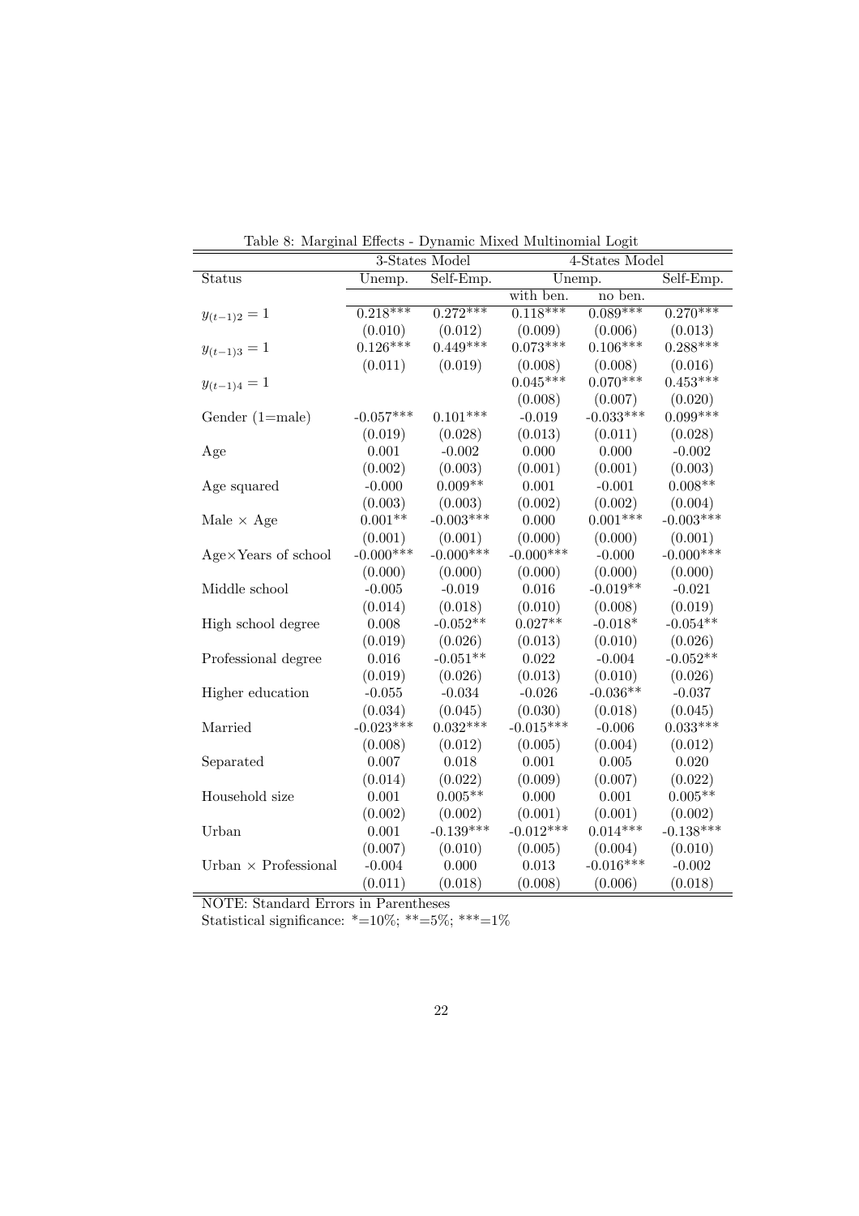Table 8: Marginal Effects - Dynamic Mixed Multinomial Logit

| | 3-States Model | | 4-States Model | | |
|---|---|---|---|---|---|
| Status | Unemp. | Self-Emp. | Unemp. | | Self-Emp. |
| | | | with ben. | no ben. | |
| $y_{(t-1)2} = 1$ | 0.218*** | 0.272*** | 0.118*** | 0.089*** | 0.270*** |
| | (0.010) | (0.012) | (0.009) | (0.006) | (0.013) |
| $y_{(t-1)3} = 1$ | 0.126*** | 0.449*** | 0.073*** | 0.106*** | 0.288*** |
| | (0.011) | (0.019) | (0.008) | (0.008) | (0.016) |
| $y_{(t-1)4} = 1$ | | | 0.045*** | 0.070*** | 0.453*** |
| | | | (0.008) | (0.007) | (0.020) |
| Gender (1=male) | -0.057*** | 0.101*** | -0.019 | -0.033*** | 0.099*** |
| | (0.019) | (0.028) | (0.013) | (0.011) | (0.028) |
| Age | 0.001 | -0.002 | 0.000 | 0.000 | -0.002 |
| | (0.002) | (0.003) | (0.001) | (0.001) | (0.003) |
| Age squared | -0.000 | 0.009** | 0.001 | -0.001 | 0.008** |
| | (0.003) | (0.003) | (0.002) | (0.002) | (0.004) |
| Male × Age | 0.001** | -0.003*** | 0.000 | 0.001*** | -0.003*** |
| | (0.001) | (0.001) | (0.000) | (0.000) | (0.001) |
| Age×Years of school | -0.000*** | -0.000*** | -0.000*** | -0.000 | -0.000*** |
| | (0.000) | (0.000) | (0.000) | (0.000) | (0.000) |
| Middle school | -0.005 | -0.019 | 0.016 | -0.019** | -0.021 |
| | (0.014) | (0.018) | (0.010) | (0.008) | (0.019) |
| High school degree | 0.008 | -0.052** | 0.027** | -0.018* | -0.054** |
| | (0.019) | (0.026) | (0.013) | (0.010) | (0.026) |
| Professional degree | 0.016 | -0.051** | 0.022 | -0.004 | -0.052** |
| | (0.019) | (0.026) | (0.013) | (0.010) | (0.026) |
| Higher education | -0.055 | -0.034 | -0.026 | -0.036** | -0.037 |
| | (0.034) | (0.045) | (0.030) | (0.018) | (0.045) |
| Married | -0.023*** | 0.032*** | -0.015*** | -0.006 | 0.033*** |
| | (0.008) | (0.012) | (0.005) | (0.004) | (0.012) |
| Separated | 0.007 | 0.018 | 0.001 | 0.005 | 0.020 |
| | (0.014) | (0.022) | (0.009) | (0.007) | (0.022) |
| Household size | 0.001 | 0.005** | 0.000 | 0.001 | 0.005** |
| | (0.002) | (0.002) | (0.001) | (0.001) | (0.002) |
| Urban | 0.001 | -0.139*** | -0.012*** | 0.014*** | -0.138*** |
| | (0.007) | (0.010) | (0.005) | (0.004) | (0.010) |
| Urban × Professional | -0.004 | 0.000 | 0.013 | -0.016*** | -0.002 |
| | (0.011) | (0.018) | (0.008) | (0.006) | (0.018) |

NOTE: Standard Errors in Parentheses
Statistical significance: *=10%; **=5%; ***=1%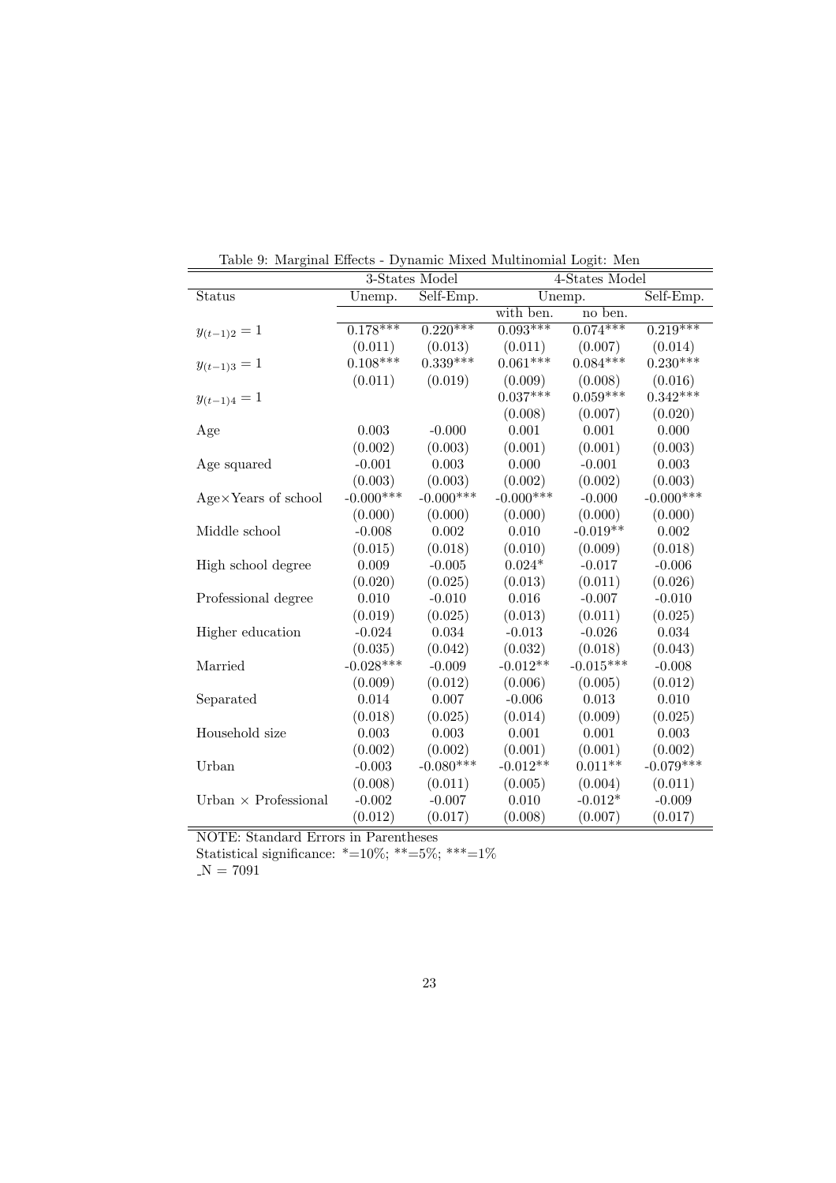Table 9: Marginal Effects - Dynamic Mixed Multinomial Logit: Men

| | 3-States Model | | 4-States Model | | |
|---|---|---|---|---|---|
| Status | Unemp. | Self-Emp. | Unemp. | | Self-Emp. |
| | | | with ben. | no ben. | |
| $y_{(t-1)2} = 1$ | 0.178*** | 0.220*** | 0.093*** | 0.074*** | 0.219*** |
| | (0.011) | (0.013) | (0.011) | (0.007) | (0.014) |
| $y_{(t-1)3} = 1$ | 0.108*** | 0.339*** | 0.061*** | 0.084*** | 0.230*** |
| | (0.011) | (0.019) | (0.009) | (0.008) | (0.016) |
| $y_{(t-1)4} = 1$ | | | 0.037*** | 0.059*** | 0.342*** |
| | | | (0.008) | (0.007) | (0.020) |
| Age | 0.003 | -0.000 | 0.001 | 0.001 | 0.000 |
| | (0.002) | (0.003) | (0.001) | (0.001) | (0.003) |
| Age squared | -0.001 | 0.003 | 0.000 | -0.001 | 0.003 |
| | (0.003) | (0.003) | (0.002) | (0.002) | (0.003) |
| Age×Years of school | -0.000*** | -0.000*** | -0.000*** | -0.000 | -0.000*** |
| | (0.000) | (0.000) | (0.000) | (0.000) | (0.000) |
| Middle school | -0.008 | 0.002 | 0.010 | -0.019** | 0.002 |
| | (0.015) | (0.018) | (0.010) | (0.009) | (0.018) |
| High school degree | 0.009 | -0.005 | 0.024* | -0.017 | -0.006 |
| | (0.020) | (0.025) | (0.013) | (0.011) | (0.026) |
| Professional degree | 0.010 | -0.010 | 0.016 | -0.007 | -0.010 |
| | (0.019) | (0.025) | (0.013) | (0.011) | (0.025) |
| Higher education | -0.024 | 0.034 | -0.013 | -0.026 | 0.034 |
| | (0.035) | (0.042) | (0.032) | (0.018) | (0.043) |
| Married | -0.028*** | -0.009 | -0.012** | -0.015*** | -0.008 |
| | (0.009) | (0.012) | (0.006) | (0.005) | (0.012) |
| Separated | 0.014 | 0.007 | -0.006 | 0.013 | 0.010 |
| | (0.018) | (0.025) | (0.014) | (0.009) | (0.025) |
| Household size | 0.003 | 0.003 | 0.001 | 0.001 | 0.003 |
| | (0.002) | (0.002) | (0.001) | (0.001) | (0.002) |
| Urban | -0.003 | -0.080*** | -0.012** | 0.011** | -0.079*** |
| | (0.008) | (0.011) | (0.005) | (0.004) | (0.011) |
| Urban × Professional | -0.002 | -0.007 | 0.010 | -0.012* | -0.009 |
| | (0.012) | (0.017) | (0.008) | (0.007) | (0.017) |

NOTE: Standard Errors in Parentheses

Statistical significance: *=10%; **=5%; ***=1%

N = 7091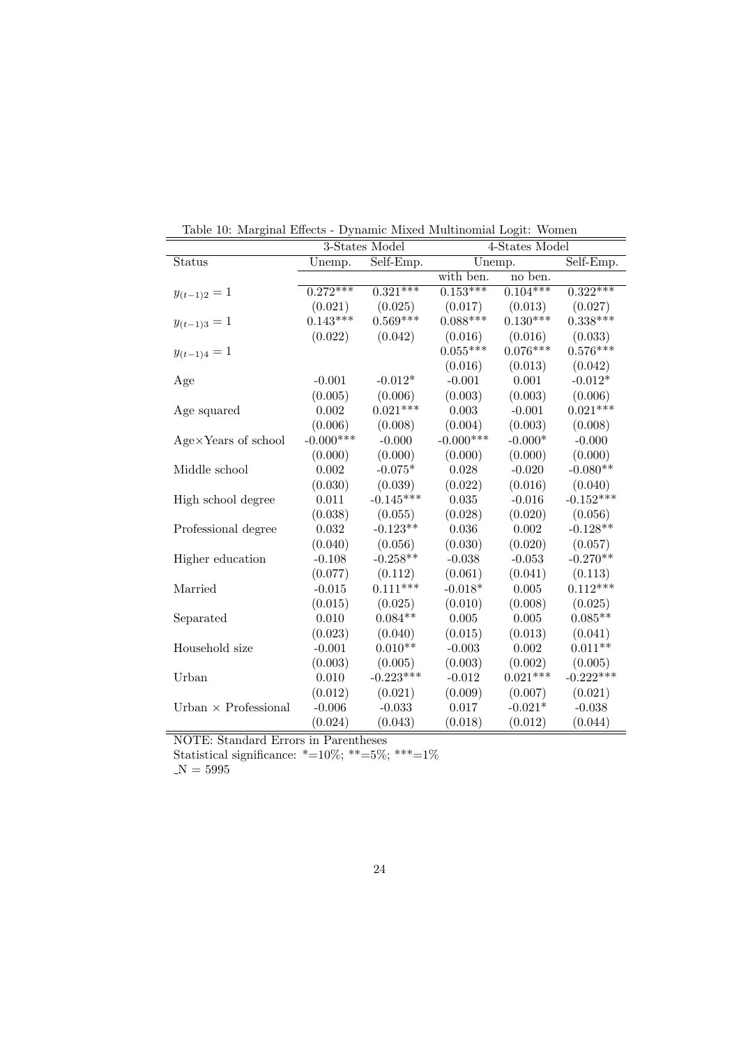Table 10: Marginal Effects - Dynamic Mixed Multinomial Logit: Women

| | 3-States Model | | 4-States Model | | |
|---|---|---|---|---|---|
| Status | Unemp. | Self-Emp. | Unemp. | | Self-Emp. |
| | | | with ben. | no ben. | |
| $y_{(t-1)2} = 1$ | 0.272*** | 0.321*** | 0.153*** | 0.104*** | 0.322*** |
| | (0.021) | (0.025) | (0.017) | (0.013) | (0.027) |
| $y_{(t-1)3} = 1$ | 0.143*** | 0.569*** | 0.088*** | 0.130*** | 0.338*** |
| | (0.022) | (0.042) | (0.016) | (0.016) | (0.033) |
| $y_{(t-1)4} = 1$ | | | 0.055*** | 0.076*** | 0.576*** |
| | | | (0.016) | (0.013) | (0.042) |
| Age | -0.001 | -0.012* | -0.001 | 0.001 | -0.012* |
| | (0.005) | (0.006) | (0.003) | (0.003) | (0.006) |
| Age squared | 0.002 | 0.021*** | 0.003 | -0.001 | 0.021*** |
| | (0.006) | (0.008) | (0.004) | (0.003) | (0.008) |
| Age×Years of school | -0.000*** | -0.000 | -0.000*** | -0.000* | -0.000 |
| | (0.000) | (0.000) | (0.000) | (0.000) | (0.000) |
| Middle school | 0.002 | -0.075* | 0.028 | -0.020 | -0.080** |
| | (0.030) | (0.039) | (0.022) | (0.016) | (0.040) |
| High school degree | 0.011 | -0.145*** | 0.035 | -0.016 | -0.152*** |
| | (0.038) | (0.055) | (0.028) | (0.020) | (0.056) |
| Professional degree | 0.032 | -0.123** | 0.036 | 0.002 | -0.128** |
| | (0.040) | (0.056) | (0.030) | (0.020) | (0.057) |
| Higher education | -0.108 | -0.258** | -0.038 | -0.053 | -0.270** |
| | (0.077) | (0.112) | (0.061) | (0.041) | (0.113) |
| Married | -0.015 | 0.111*** | -0.018* | 0.005 | 0.112*** |
| | (0.015) | (0.025) | (0.010) | (0.008) | (0.025) |
| Separated | 0.010 | 0.084** | 0.005 | 0.005 | 0.085** |
| | (0.023) | (0.040) | (0.015) | (0.013) | (0.041) |
| Household size | -0.001 | 0.010** | -0.003 | 0.002 | 0.011** |
| | (0.003) | (0.005) | (0.003) | (0.002) | (0.005) |
| Urban | 0.010 | -0.223*** | -0.012 | 0.021*** | -0.222*** |
| | (0.012) | (0.021) | (0.009) | (0.007) | (0.021) |
| Urban × Professional | -0.006 | -0.033 | 0.017 | -0.021* | -0.038 |
| | (0.024) | (0.043) | (0.018) | (0.012) | (0.044) |

NOTE: Standard Errors in Parentheses
Statistical significance: *=10%; **=5%; ***=1%
N = 5995